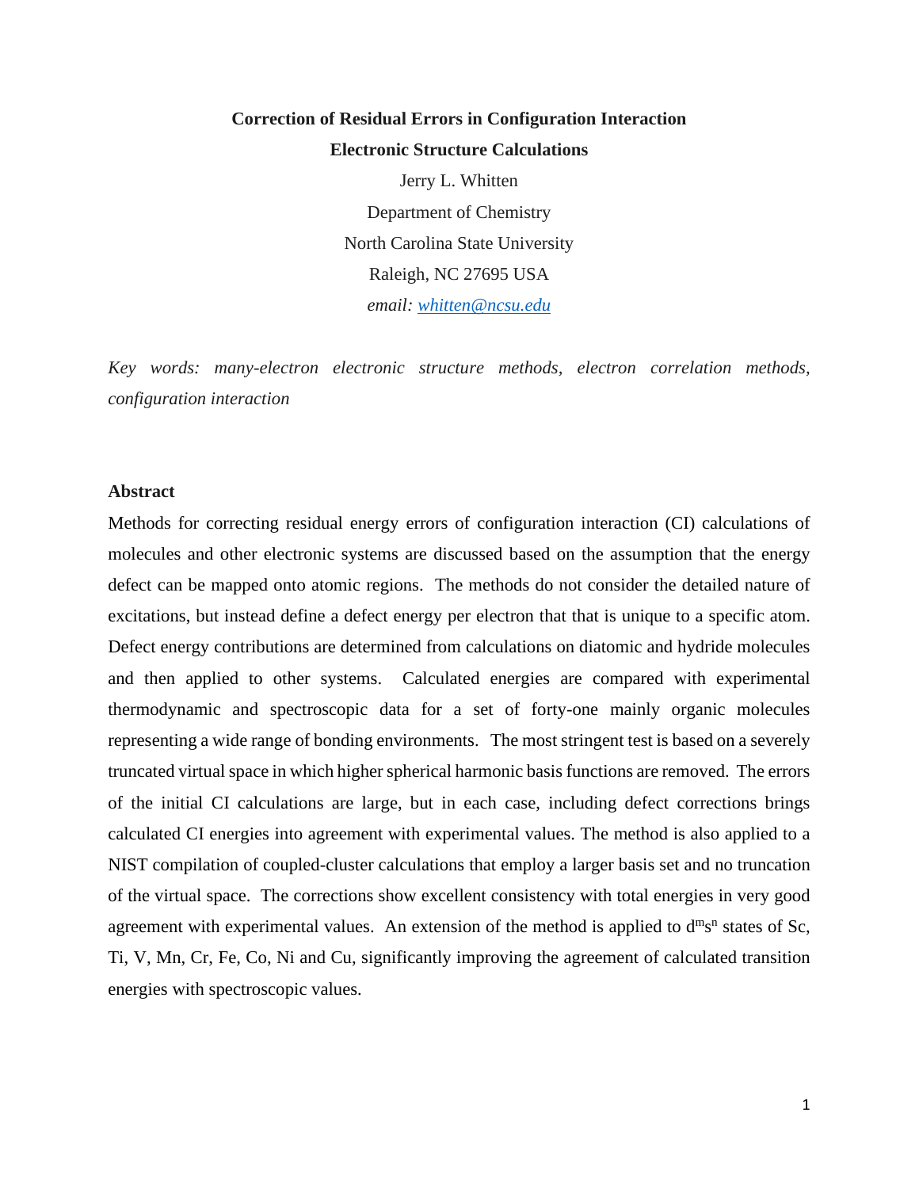# Correction of Residual Errors in Configuration Interaction Electronic Structure Calculations

Jerry L. Whitten

Department of Chemistry

North Carolina State University

Raleigh, NC 27695 USA

*email: whitten@ncsu.edu*

*Key words: many-electron electronic structure methods, electron correlation methods, configuration interaction*

## Abstract

Methods for correcting residual energy errors of configuration interaction (CI) calculations of molecules and other electronic systems are discussed based on the assumption that the energy defect can be mapped onto atomic regions. The methods do not consider the detailed nature of excitations, but instead define a defect energy per electron that that is unique to a specific atom. Defect energy contributions are determined from calculations on diatomic and hydride molecules and then applied to other systems. Calculated energies are compared with experimental thermodynamic and spectroscopic data for a set of forty-one mainly organic molecules representing a wide range of bonding environments. The most stringent test is based on a severely truncated virtual space in which higher spherical harmonic basis functions are removed. The errors of the initial CI calculations are large, but in each case, including defect corrections brings calculated CI energies into agreement with experimental values. The method is also applied to a NIST compilation of coupled-cluster calculations that employ a larger basis set and no truncation of the virtual space. The corrections show excellent consistency with total energies in very good agreement with experimental values. An extension of the method is applied to $d^m s^n$ states of Sc, Ti, V, Mn, Cr, Fe, Co, Ni and Cu, significantly improving the agreement of calculated transition energies with spectroscopic values.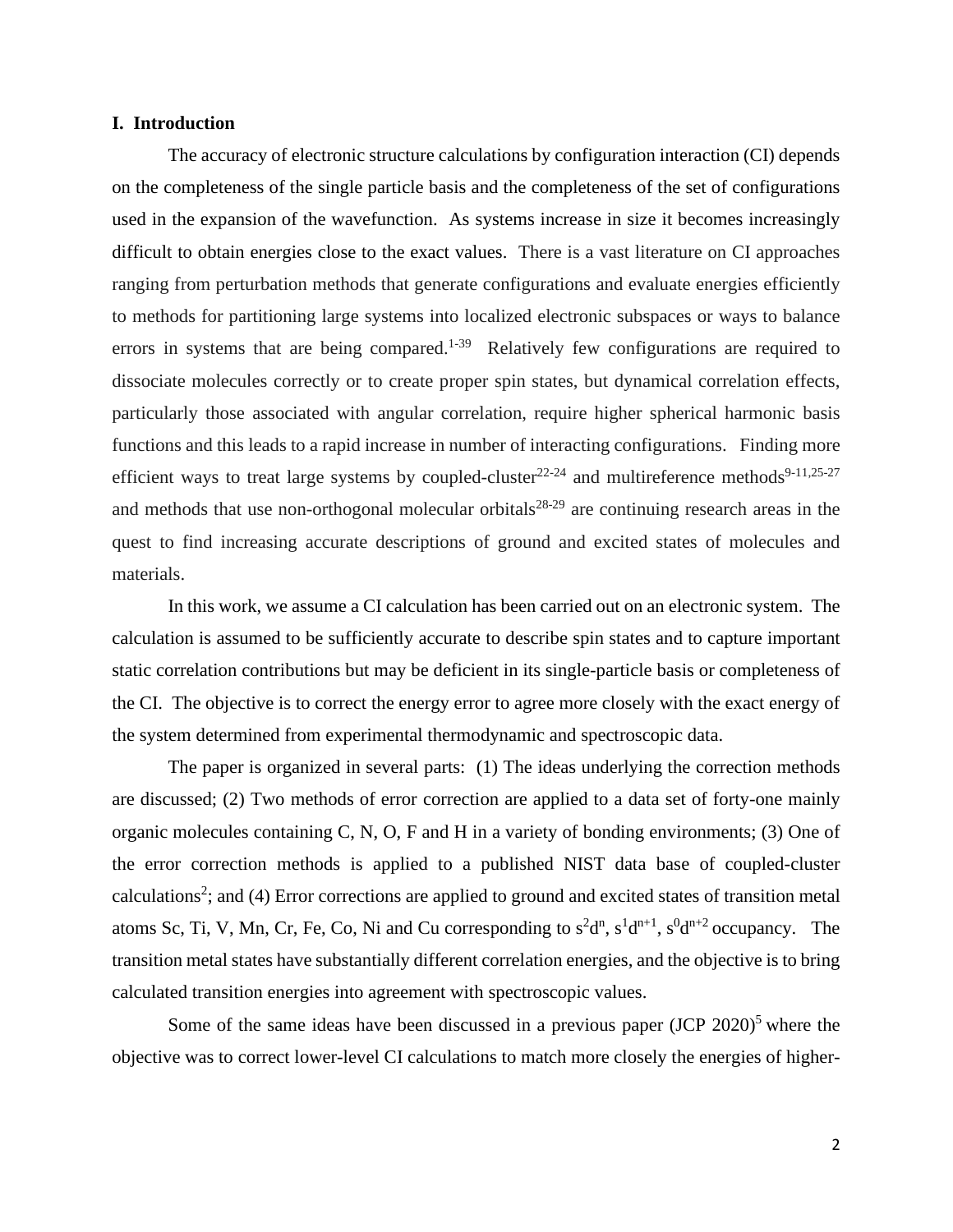## I. Introduction

The accuracy of electronic structure calculations by configuration interaction (CI) depends on the completeness of the single particle basis and the completeness of the set of configurations used in the expansion of the wavefunction. As systems increase in size it becomes increasingly difficult to obtain energies close to the exact values. There is a vast literature on CI approaches ranging from perturbation methods that generate configurations and evaluate energies efficiently to methods for partitioning large systems into localized electronic subspaces or ways to balance errors in systems that are being compared.[1-39] Relatively few configurations are required to dissociate molecules correctly or to create proper spin states, but dynamical correlation effects, particularly those associated with angular correlation, require higher spherical harmonic basis functions and this leads to a rapid increase in number of interacting configurations. Finding more efficient ways to treat large systems by coupled-cluster[22-24] and multireference methods[9-11,25-27] and methods that use non-orthogonal molecular orbitals[28-29] are continuing research areas in the quest to find increasing accurate descriptions of ground and excited states of molecules and materials.

In this work, we assume a CI calculation has been carried out on an electronic system. The calculation is assumed to be sufficiently accurate to describe spin states and to capture important static correlation contributions but may be deficient in its single-particle basis or completeness of the CI. The objective is to correct the energy error to agree more closely with the exact energy of the system determined from experimental thermodynamic and spectroscopic data.

The paper is organized in several parts: (1) The ideas underlying the correction methods are discussed; (2) Two methods of error correction are applied to a data set of forty-one mainly organic molecules containing C, N, O, F and H in a variety of bonding environments; (3) One of the error correction methods is applied to a published NIST data base of coupled-cluster calculations[2]; and (4) Error corrections are applied to ground and excited states of transition metal atoms Sc, Ti, V, Mn, Cr, Fe, Co, Ni and Cu corresponding to $s^2d^n$, $s^1d^{n+1}$, $s^0d^{n+2}$ occupancy. The transition metal states have substantially different correlation energies, and the objective is to bring calculated transition energies into agreement with spectroscopic values.

Some of the same ideas have been discussed in a previous paper (JCP 2020)[5] where the objective was to correct lower-level CI calculations to match more closely the energies of higher-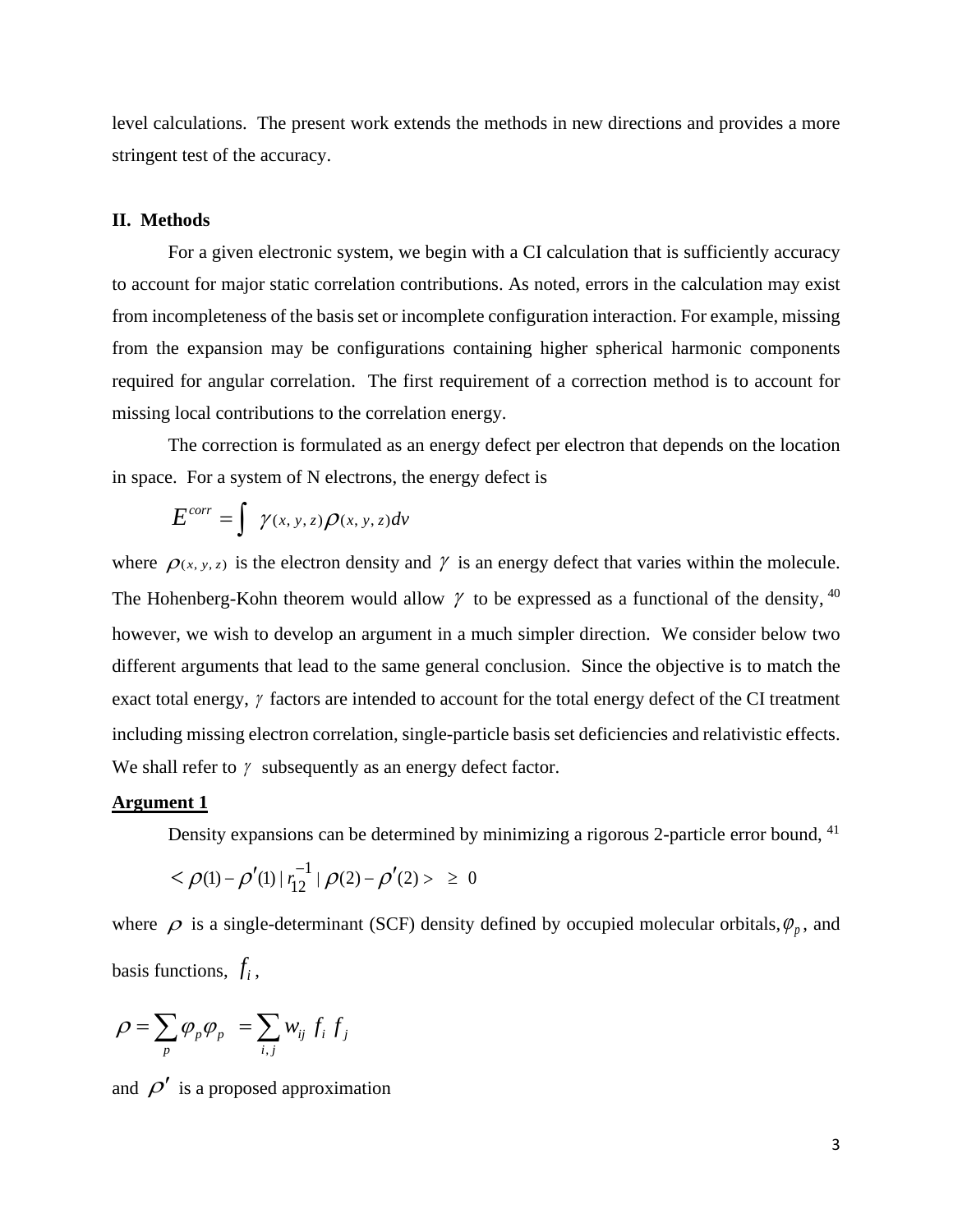level calculations. The present work extends the methods in new directions and provides a more stringent test of the accuracy.

## II. Methods

For a given electronic system, we begin with a CI calculation that is sufficiently accuracy to account for major static correlation contributions. As noted, errors in the calculation may exist from incompleteness of the basis set or incomplete configuration interaction. For example, missing from the expansion may be configurations containing higher spherical harmonic components required for angular correlation. The first requirement of a correction method is to account for missing local contributions to the correlation energy.

The correction is formulated as an energy defect per electron that depends on the location in space. For a system of N electrons, the energy defect is

$$E^{corr} = \int \gamma(x, y, z)\rho(x, y, z)dv$$

where $\rho(x, y, z)$ is the electron density and $\gamma$ is an energy defect that varies within the molecule. The Hohenberg-Kohn theorem would allow $\gamma$ to be expressed as a functional of the density, [40] however, we wish to develop an argument in a much simpler direction. We consider below two different arguments that lead to the same general conclusion. Since the objective is to match the exact total energy, $\gamma$ factors are intended to account for the total energy defect of the CI treatment including missing electron correlation, single-particle basis set deficiencies and relativistic effects. We shall refer to $\gamma$ subsequently as an energy defect factor.

**Argument 1**

Density expansions can be determined by minimizing a rigorous 2-particle error bound, [41]

$$< \rho(1) - \rho'(1) \,|\, r_{12}^{-1} \,|\, \rho(2) - \rho'(2) > \;\; \geq \;\; 0$$

where $\rho$ is a single-determinant (SCF) density defined by occupied molecular orbitals, $\varphi_p$, and basis functions, $f_i$,

$$\rho = \sum_p \varphi_p \varphi_p \;\; = \sum_{i,j} w_{ij} \, f_i \, f_j$$

and $\rho'$ is a proposed approximation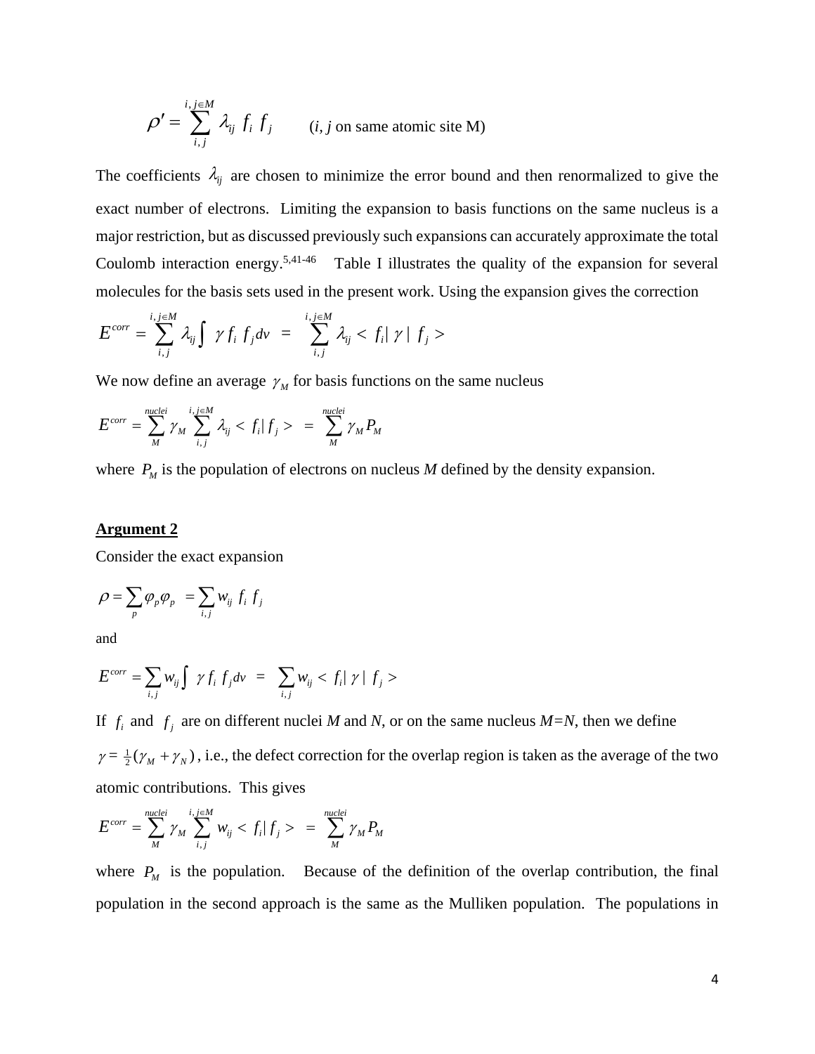$$\rho' = \sum_{i,j}^{i,j \in M} \lambda_{ij} \; f_i \; f_j \qquad (i, j \text{ on same atomic site M})$$

The coefficients $\lambda_{ij}$ are chosen to minimize the error bound and then renormalized to give the exact number of electrons. Limiting the expansion to basis functions on the same nucleus is a major restriction, but as discussed previously such expansions can accurately approximate the total Coulomb interaction energy.[5,41-46] Table I illustrates the quality of the expansion for several molecules for the basis sets used in the present work. Using the expansion gives the correction

$$E^{corr} = \sum_{i,j}^{i,j \in M} \lambda_{ij} \int \gamma f_i \; f_j dv \;\; = \;\; \sum_{i,j}^{i,j \in M} \lambda_{ij} < f_i | \, \gamma \, | \; f_j >$$

We now define an average $\gamma_M$ for basis functions on the same nucleus

$$E^{corr} = \sum_{M}^{nuclei} \gamma_M \sum_{i,j}^{i,j \in M} \lambda_{ij} < f_i | \, f_j > \;\; = \;\; \sum_{M}^{nuclei} \gamma_M P_M$$

where $P_M$ is the population of electrons on nucleus *M* defined by the density expansion.

## **Argument 2**

Consider the exact expansion

$$\rho = \sum_{p} \varphi_p \varphi_p \;\; = \sum_{i,j} w_{ij} \; f_i \; f_j$$

and

$$E^{corr} = \sum_{i,j} w_{ij} \int \gamma f_i \; f_j dv \;\; = \;\; \sum_{i,j} w_{ij} < f_i | \, \gamma \, | \; f_j >$$

If $f_i$ and $f_j$ are on different nuclei *M* and *N*, or on the same nucleus *M=N*, then we define $\gamma = \frac{1}{2}(\gamma_M + \gamma_N)$, i.e., the defect correction for the overlap region is taken as the average of the two atomic contributions. This gives

$$E^{corr} = \sum_{M}^{nuclei} \gamma_M \sum_{i,j}^{i,j \in M} w_{ij} < f_i | \, f_j > \;\; = \;\; \sum_{M}^{nuclei} \gamma_M P_M$$

where $P_M$ is the population. Because of the definition of the overlap contribution, the final population in the second approach is the same as the Mulliken population. The populations in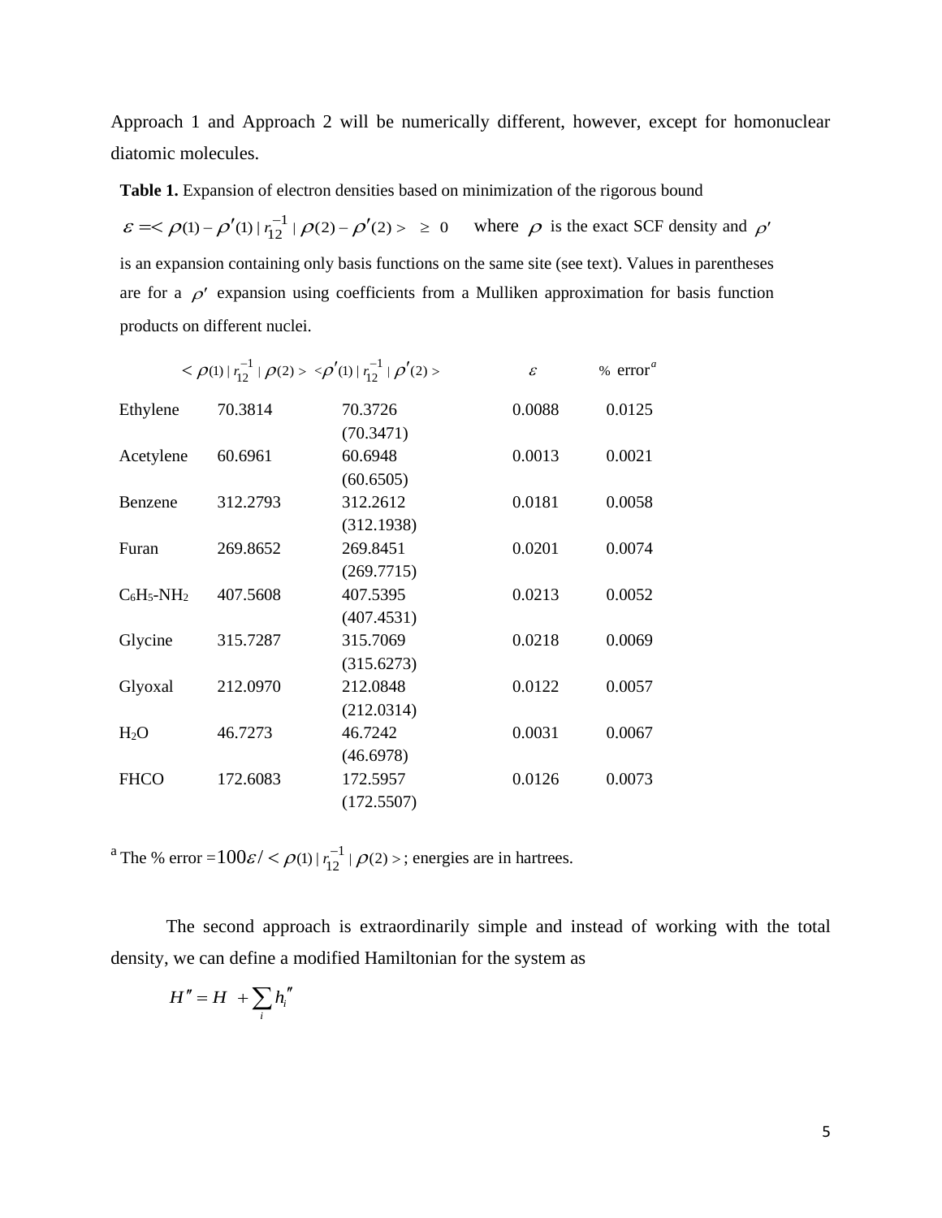Approach 1 and Approach 2 will be numerically different, however, except for homonuclear diatomic molecules.

**Table 1.** Expansion of electron densities based on minimization of the rigorous bound $\varepsilon = < \rho(1) - \rho'(1) \,|\, r_{12}^{-1} \,|\, \rho(2) - \rho'(2) > \;\geq\; 0$ where $\rho$ is the exact SCF density and $\rho'$ is an expansion containing only basis functions on the same site (see text). Values in parentheses are for a $\rho'$ expansion using coefficients from a Mulliken approximation for basis function products on different nuclei.

| | $< \rho(1) \,|\, r_{12}^{-1} \,|\, \rho(2) >$ | $<\rho'(1) \,|\, r_{12}^{-1} \,|\, \rho'(2) >$ | $\varepsilon$ | % error[a] |
|---|---|---|---|---|
| Ethylene | 70.3814 | 70.3726 (70.3471) | 0.0088 | 0.0125 |
| Acetylene | 60.6961 | 60.6948 (60.6505) | 0.0013 | 0.0021 |
| Benzene | 312.2793 | 312.2612 (312.1938) | 0.0181 | 0.0058 |
| Furan | 269.8652 | 269.8451 (269.7715) | 0.0201 | 0.0074 |
| $C_6H_5$-$NH_2$ | 407.5608 | 407.5395 (407.4531) | 0.0213 | 0.0052 |
| Glycine | 315.7287 | 315.7069 (315.6273) | 0.0218 | 0.0069 |
| Glyoxal | 212.0970 | 212.0848 (212.0314) | 0.0122 | 0.0057 |
| $H_2O$ | 46.7273 | 46.7242 (46.6978) | 0.0031 | 0.0067 |
| FHCO | 172.6083 | 172.5957 (172.5507) | 0.0126 | 0.0073 |

[a] The % error $= 100\varepsilon / < \rho(1) \,|\, r_{12}^{-1} \,|\, \rho(2) >$; energies are in hartrees.

The second approach is extraordinarily simple and instead of working with the total density, we can define a modified Hamiltonian for the system as

$$H'' = H + \sum_i h_i''$$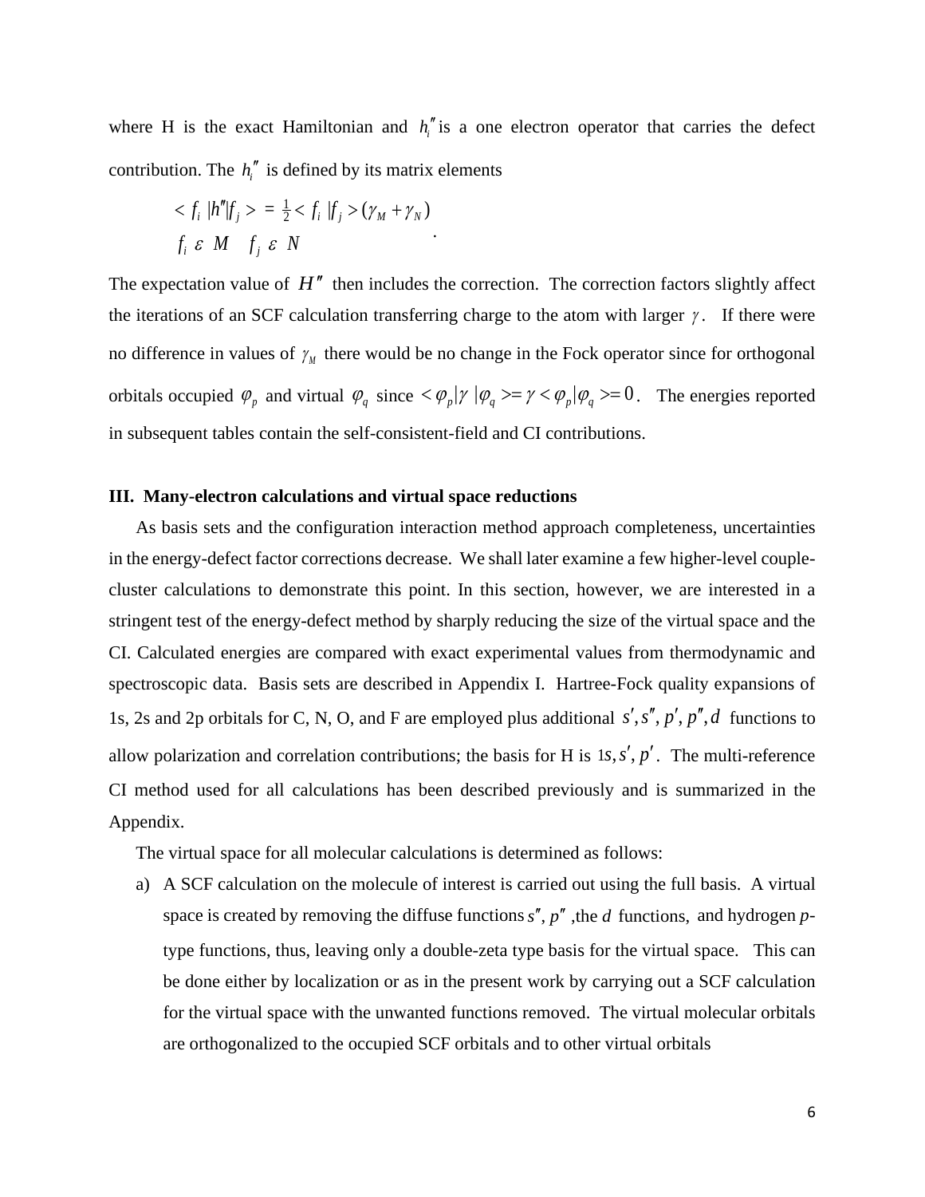where H is the exact Hamiltonian and $h_i''$ is a one electron operator that carries the defect contribution. The $h_i''$ is defined by its matrix elements

$$< f_i \,|h''| f_j > \;=\; \tfrac{1}{2} < f_i \,| f_j > (\gamma_M + \gamma_N)$$
$$f_i \;\varepsilon\; M \quad f_j \;\varepsilon\; N$$

The expectation value of $H''$ then includes the correction. The correction factors slightly affect the iterations of an SCF calculation transferring charge to the atom with larger $\gamma$. If there were no difference in values of $\gamma_M$ there would be no change in the Fock operator since for orthogonal orbitals occupied $\varphi_p$ and virtual $\varphi_q$ since $<\varphi_p|\gamma\,|\varphi_q>=\gamma<\varphi_p|\varphi_q>=0$. The energies reported in subsequent tables contain the self-consistent-field and CI contributions.

### III. Many-electron calculations and virtual space reductions

As basis sets and the configuration interaction method approach completeness, uncertainties in the energy-defect factor corrections decrease. We shall later examine a few higher-level couple-cluster calculations to demonstrate this point. In this section, however, we are interested in a stringent test of the energy-defect method by sharply reducing the size of the virtual space and the CI. Calculated energies are compared with exact experimental values from thermodynamic and spectroscopic data. Basis sets are described in Appendix I. Hartree-Fock quality expansions of 1s, 2s and 2p orbitals for C, N, O, and F are employed plus additional $s', s'', p', p'', d$ functions to allow polarization and correlation contributions; the basis for H is $1s, s', p'$. The multi-reference CI method used for all calculations has been described previously and is summarized in the Appendix.

The virtual space for all molecular calculations is determined as follows:

a) A SCF calculation on the molecule of interest is carried out using the full basis. A virtual space is created by removing the diffuse functions $s''$, $p''$ ,the $d$ functions, and hydrogen *p*-type functions, thus, leaving only a double-zeta type basis for the virtual space. This can be done either by localization or as in the present work by carrying out a SCF calculation for the virtual space with the unwanted functions removed. The virtual molecular orbitals are orthogonalized to the occupied SCF orbitals and to other virtual orbitals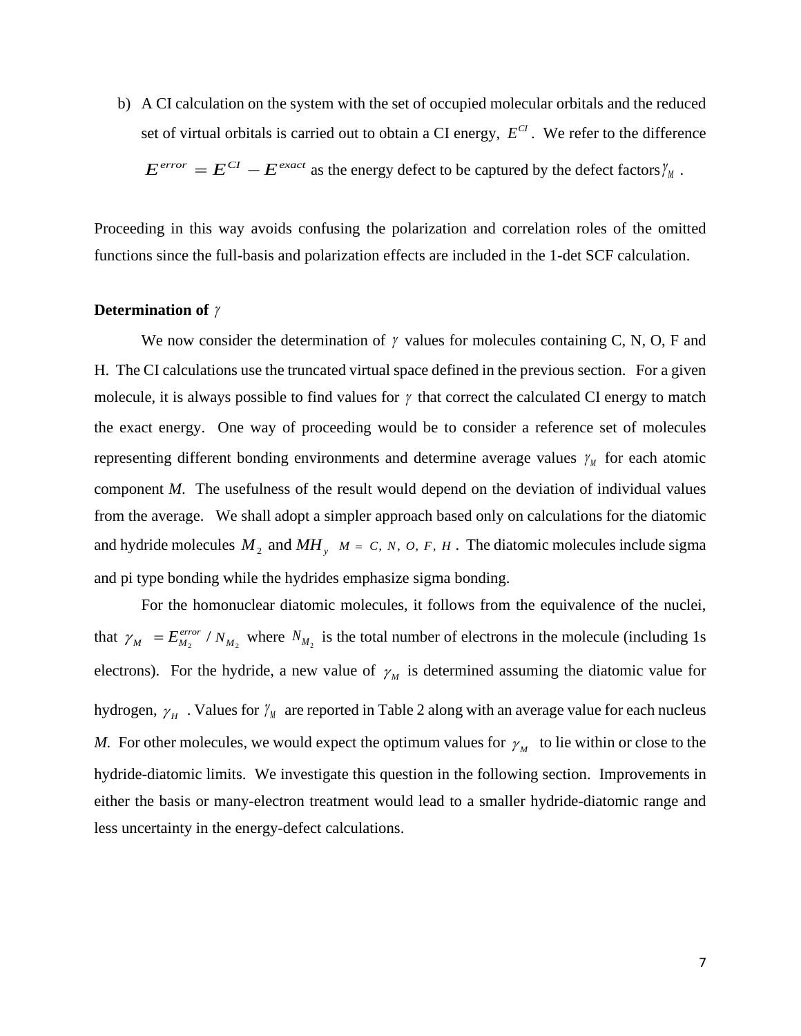b) A CI calculation on the system with the set of occupied molecular orbitals and the reduced set of virtual orbitals is carried out to obtain a CI energy, $E^{CI}$. We refer to the difference $E^{error} = E^{CI} - E^{exact}$ as the energy defect to be captured by the defect factors $\gamma_M$.

Proceeding in this way avoids confusing the polarization and correlation roles of the omitted functions since the full-basis and polarization effects are included in the 1-det SCF calculation.

**Determination of $\gamma$**

We now consider the determination of $\gamma$ values for molecules containing C, N, O, F and H. The CI calculations use the truncated virtual space defined in the previous section. For a given molecule, it is always possible to find values for $\gamma$ that correct the calculated CI energy to match the exact energy. One way of proceeding would be to consider a reference set of molecules representing different bonding environments and determine average values $\gamma_M$ for each atomic component *M*. The usefulness of the result would depend on the deviation of individual values from the average. We shall adopt a simpler approach based only on calculations for the diatomic and hydride molecules $M_2$ and $MH_y$ $M = C, N, O, F, H$. The diatomic molecules include sigma and pi type bonding while the hydrides emphasize sigma bonding.

For the homonuclear diatomic molecules, it follows from the equivalence of the nuclei, that $\gamma_M = E^{error}_{M_2} / N_{M_2}$ where $N_{M_2}$ is the total number of electrons in the molecule (including 1s electrons). For the hydride, a new value of $\gamma_M$ is determined assuming the diatomic value for hydrogen, $\gamma_H$. Values for $\gamma_M$ are reported in Table 2 along with an average value for each nucleus *M*. For other molecules, we would expect the optimum values for $\gamma_M$ to lie within or close to the hydride-diatomic limits. We investigate this question in the following section. Improvements in either the basis or many-electron treatment would lead to a smaller hydride-diatomic range and less uncertainty in the energy-defect calculations.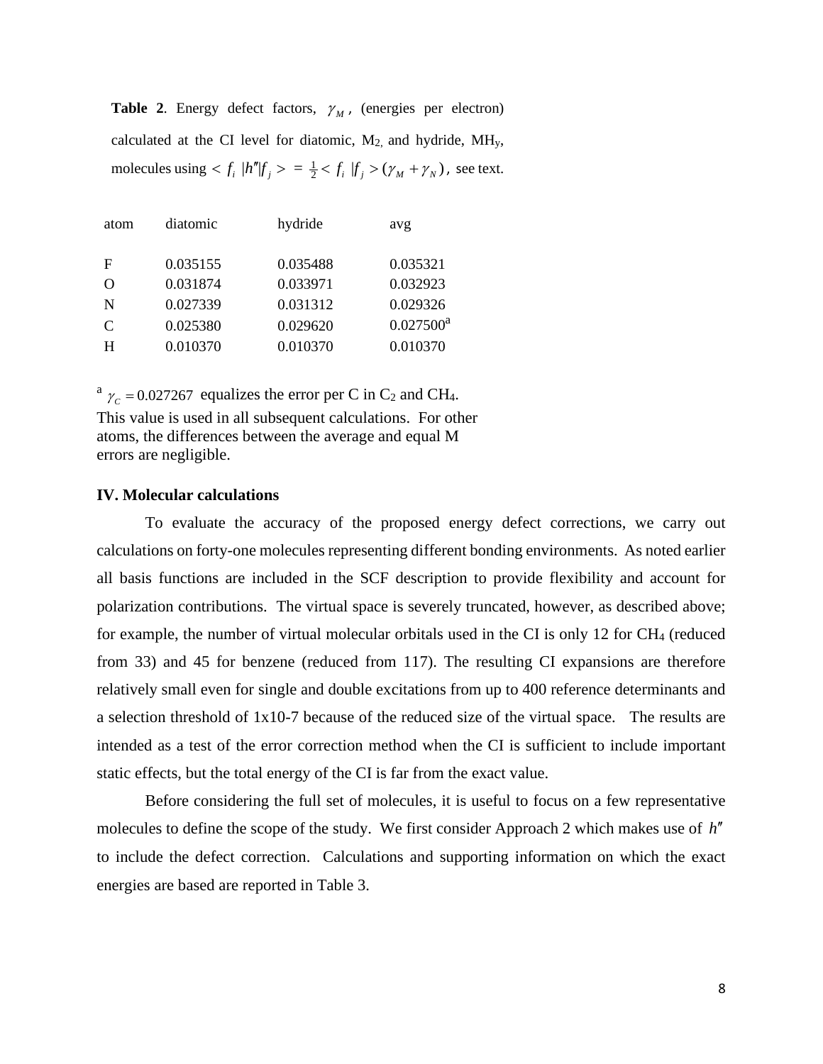**Table 2**. Energy defect factors, $\gamma_M$, (energies per electron) calculated at the CI level for diatomic, $M_2$, and hydride, $MH_y$, molecules using $< f_i \,|h''| f_j > \; = \frac{1}{2} < f_i \,| f_j > (\gamma_M + \gamma_N)$, see text.

| atom | diatomic | hydride | avg |
|---|---|---|---|
| F | 0.035155 | 0.035488 | 0.035321 |
| O | 0.031874 | 0.033971 | 0.032923 |
| N | 0.027339 | 0.031312 | 0.029326 |
| C | 0.025380 | 0.029620 | 0.027500[a] |
| H | 0.010370 | 0.010370 | 0.010370 |

[a] $\gamma_C = 0.027267$ equalizes the error per C in $C_2$ and $CH_4$. This value is used in all subsequent calculations. For other atoms, the differences between the average and equal M errors are negligible.

## IV. Molecular calculations

To evaluate the accuracy of the proposed energy defect corrections, we carry out calculations on forty-one molecules representing different bonding environments. As noted earlier all basis functions are included in the SCF description to provide flexibility and account for polarization contributions. The virtual space is severely truncated, however, as described above; for example, the number of virtual molecular orbitals used in the CI is only 12 for $CH_4$ (reduced from 33) and 45 for benzene (reduced from 117). The resulting CI expansions are therefore relatively small even for single and double excitations from up to 400 reference determinants and a selection threshold of 1x10-7 because of the reduced size of the virtual space. The results are intended as a test of the error correction method when the CI is sufficient to include important static effects, but the total energy of the CI is far from the exact value.

Before considering the full set of molecules, it is useful to focus on a few representative molecules to define the scope of the study. We first consider Approach 2 which makes use of $h''$ to include the defect correction. Calculations and supporting information on which the exact energies are based are reported in Table 3.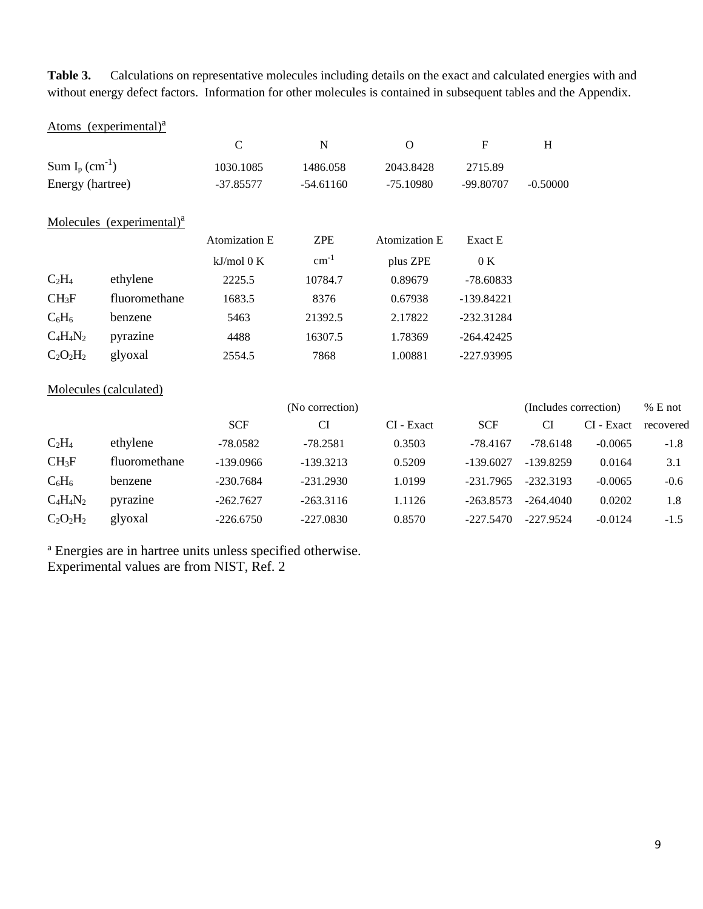**Table 3.** Calculations on representative molecules including details on the exact and calculated energies with and without energy defect factors. Information for other molecules is contained in subsequent tables and the Appendix.

Atoms (experimental)[a]

| | C | N | O | F | H |
|---|---|---|---|---|---|
| Sum $I_p$ ($cm^{-1}$) | 1030.1085 | 1486.058 | 2043.8428 | 2715.89 | |
| Energy (hartree) | -37.85577 | -54.61160 | -75.10980 | -99.80707 | -0.50000 |

Molecules (experimental)[a]

| | | Atomization E kJ/mol 0 K | ZPE $cm^{-1}$ | Atomization E plus ZPE | Exact E 0 K |
|---|---|---|---|---|---|
| $C_2H_4$ | ethylene | 2225.5 | 10784.7 | 0.89679 | -78.60833 |
| $CH_3F$ | fluoromethane | 1683.5 | 8376 | 0.67938 | -139.84221 |
| $C_6H_6$ | benzene | 5463 | 21392.5 | 2.17822 | -232.31284 |
| $C_4H_4N_2$ | pyrazine | 4488 | 16307.5 | 1.78369 | -264.42425 |
| $C_2O_2H_2$ | glyoxal | 2554.5 | 7868 | 1.00881 | -227.93995 |

Molecules (calculated)

| | | (No correction) | | | (Includes correction) | | | % E not |
|---|---|---|---|---|---|---|---|---|
| | | SCF | CI | CI - Exact | SCF | CI | CI - Exact | recovered |
| $C_2H_4$ | ethylene | -78.0582 | -78.2581 | 0.3503 | -78.4167 | -78.6148 | -0.0065 | -1.8 |
| $CH_3F$ | fluoromethane | -139.0966 | -139.3213 | 0.5209 | -139.6027 | -139.8259 | 0.0164 | 3.1 |
| $C_6H_6$ | benzene | -230.7684 | -231.2930 | 1.0199 | -231.7965 | -232.3193 | -0.0065 | -0.6 |
| $C_4H_4N_2$ | pyrazine | -262.7627 | -263.3116 | 1.1126 | -263.8573 | -264.4040 | 0.0202 | 1.8 |
| $C_2O_2H_2$ | glyoxal | -226.6750 | -227.0830 | 0.8570 | -227.5470 | -227.9524 | -0.0124 | -1.5 |

[a] Energies are in hartree units unless specified otherwise.
Experimental values are from NIST, Ref. 2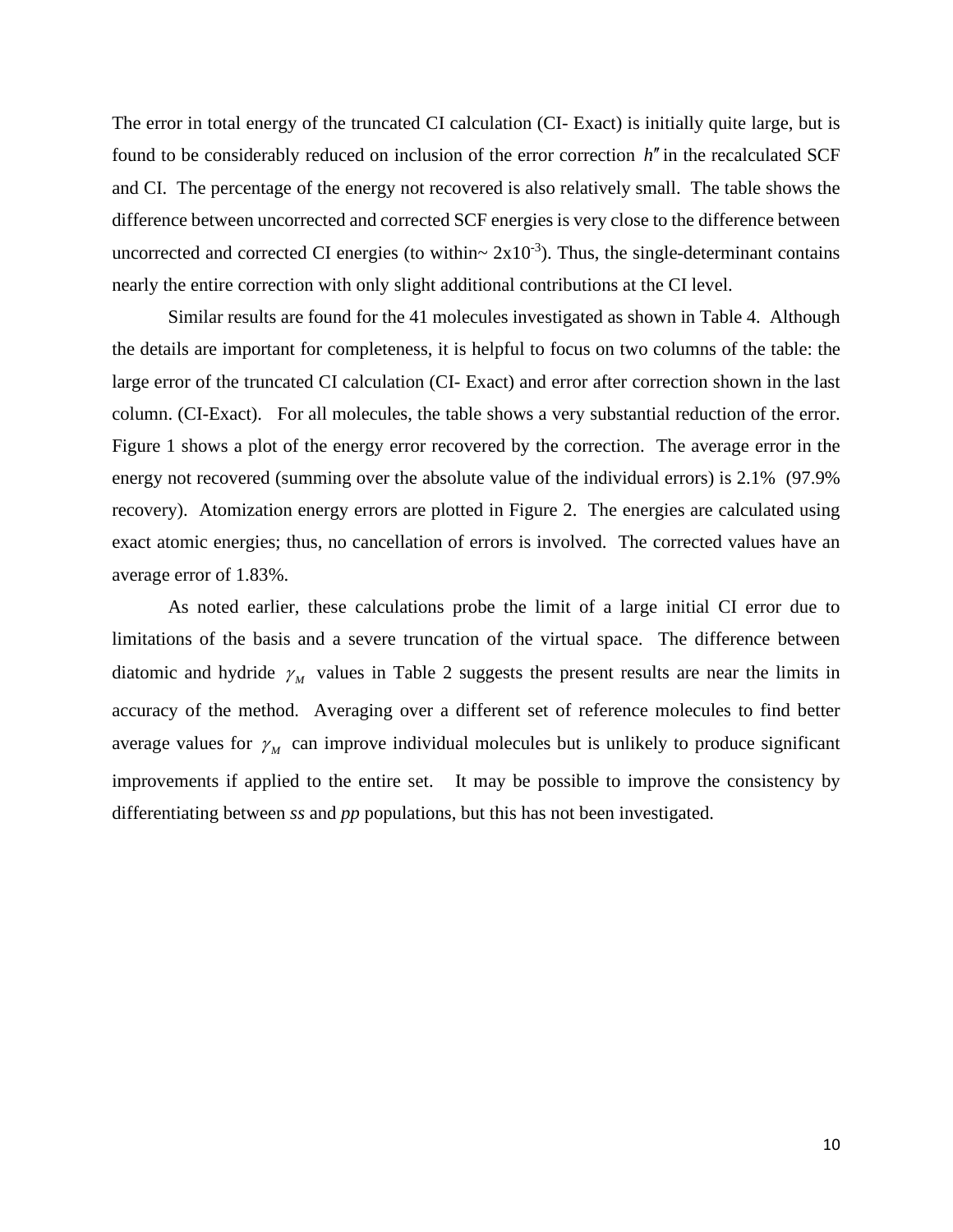The error in total energy of the truncated CI calculation (CI- Exact) is initially quite large, but is found to be considerably reduced on inclusion of the error correction $h''$ in the recalculated SCF and CI. The percentage of the energy not recovered is also relatively small. The table shows the difference between uncorrected and corrected SCF energies is very close to the difference between uncorrected and corrected CI energies (to within~ $2 \times 10^{-3}$). Thus, the single-determinant contains nearly the entire correction with only slight additional contributions at the CI level.

Similar results are found for the 41 molecules investigated as shown in Table 4. Although the details are important for completeness, it is helpful to focus on two columns of the table: the large error of the truncated CI calculation (CI- Exact) and error after correction shown in the last column. (CI-Exact). For all molecules, the table shows a very substantial reduction of the error. Figure 1 shows a plot of the energy error recovered by the correction. The average error in the energy not recovered (summing over the absolute value of the individual errors) is 2.1% (97.9% recovery). Atomization energy errors are plotted in Figure 2. The energies are calculated using exact atomic energies; thus, no cancellation of errors is involved. The corrected values have an average error of 1.83%.

As noted earlier, these calculations probe the limit of a large initial CI error due to limitations of the basis and a severe truncation of the virtual space. The difference between diatomic and hydride $\gamma_M$ values in Table 2 suggests the present results are near the limits in accuracy of the method. Averaging over a different set of reference molecules to find better average values for $\gamma_M$ can improve individual molecules but is unlikely to produce significant improvements if applied to the entire set. It may be possible to improve the consistency by differentiating between *ss* and *pp* populations, but this has not been investigated.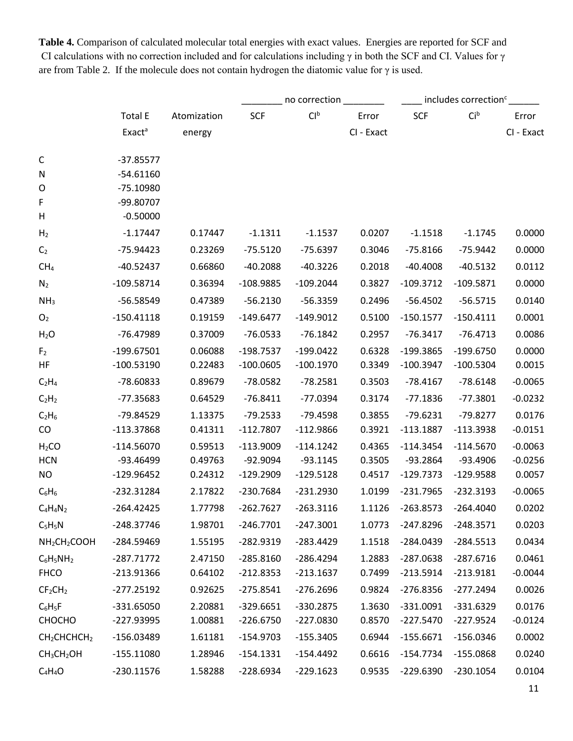**Table 4.** Comparison of calculated molecular total energies with exact values. Energies are reported for SCF and CI calculations with no correction included and for calculations including γ in both the SCF and CI. Values for γ are from Table 2. If the molecule does not contain hydrogen the diatomic value for γ is used.

| | Total E | Atomization | no correction | | | includes correction[c] | | |
|---|---|---|---|---|---|---|---|---|
| | Exact[a] | energy | SCF | CI[b] | Error CI - Exact | SCF | CI[b] | Error CI - Exact |
| C | -37.85577 | | | | | | | |
| N | -54.61160 | | | | | | | |
| O | -75.10980 | | | | | | | |
| F | -99.80707 | | | | | | | |
| H | -0.50000 | | | | | | | |
| $H_2$ | -1.17447 | 0.17447 | -1.1311 | -1.1537 | 0.0207 | -1.1518 | -1.1745 | 0.0000 |
| $C_2$ | -75.94423 | 0.23269 | -75.5120 | -75.6397 | 0.3046 | -75.8166 | -75.9442 | 0.0000 |
| $CH_4$ | -40.52437 | 0.66860 | -40.2088 | -40.3226 | 0.2018 | -40.4008 | -40.5132 | 0.0112 |
| $N_2$ | -109.58714 | 0.36394 | -108.9885 | -109.2044 | 0.3827 | -109.3712 | -109.5871 | 0.0000 |
| $NH_3$ | -56.58549 | 0.47389 | -56.2130 | -56.3359 | 0.2496 | -56.4502 | -56.5715 | 0.0140 |
| $O_2$ | -150.41118 | 0.19159 | -149.6477 | -149.9012 | 0.5100 | -150.1577 | -150.4111 | 0.0001 |
| $H_2O$ | -76.47989 | 0.37009 | -76.0533 | -76.1842 | 0.2957 | -76.3417 | -76.4713 | 0.0086 |
| $F_2$ | -199.67501 | 0.06088 | -198.7537 | -199.0422 | 0.6328 | -199.3865 | -199.6750 | 0.0000 |
| HF | -100.53190 | 0.22483 | -100.0605 | -100.1970 | 0.3349 | -100.3947 | -100.5304 | 0.0015 |
| $C_2H_4$ | -78.60833 | 0.89679 | -78.0582 | -78.2581 | 0.3503 | -78.4167 | -78.6148 | -0.0065 |
| $C_2H_2$ | -77.35683 | 0.64529 | -76.8411 | -77.0394 | 0.3174 | -77.1836 | -77.3801 | -0.0232 |
| $C_2H_6$ | -79.84529 | 1.13375 | -79.2533 | -79.4598 | 0.3855 | -79.6231 | -79.8277 | 0.0176 |
| CO | -113.37868 | 0.41311 | -112.7807 | -112.9866 | 0.3921 | -113.1887 | -113.3938 | -0.0151 |
| $H_2CO$ | -114.56070 | 0.59513 | -113.9009 | -114.1242 | 0.4365 | -114.3454 | -114.5670 | -0.0063 |
| HCN | -93.46499 | 0.49763 | -92.9094 | -93.1145 | 0.3505 | -93.2864 | -93.4906 | -0.0256 |
| NO | -129.96452 | 0.24312 | -129.2909 | -129.5128 | 0.4517 | -129.7373 | -129.9588 | 0.0057 |
| $C_6H_6$ | -232.31284 | 2.17822 | -230.7684 | -231.2930 | 1.0199 | -231.7965 | -232.3193 | -0.0065 |
| $C_4H_4N_2$ | -264.42425 | 1.77798 | -262.7627 | -263.3116 | 1.1126 | -263.8573 | -264.4040 | 0.0202 |
| $C_5H_5N$ | -248.37746 | 1.98701 | -246.7701 | -247.3001 | 1.0773 | -247.8296 | -248.3571 | 0.0203 |
| $NH_2CH_2COOH$ | -284.59469 | 1.55195 | -282.9319 | -283.4429 | 1.1518 | -284.0439 | -284.5513 | 0.0434 |
| $C_6H_5NH_2$ | -287.71772 | 2.47150 | -285.8160 | -286.4294 | 1.2883 | -287.0638 | -287.6716 | 0.0461 |
| FHCO | -213.91366 | 0.64102 | -212.8353 | -213.1637 | 0.7499 | -213.5914 | -213.9181 | -0.0044 |
| $CF_2CH_2$ | -277.25192 | 0.92625 | -275.8541 | -276.2696 | 0.9824 | -276.8356 | -277.2494 | 0.0026 |
| $C_6H_5F$ | -331.65050 | 2.20881 | -329.6651 | -330.2875 | 1.3630 | -331.0091 | -331.6329 | 0.0176 |
| CHOCHO | -227.93995 | 1.00881 | -226.6750 | -227.0830 | 0.8570 | -227.5470 | -227.9524 | -0.0124 |
| $CH_2CHCHCH_2$ | -156.03489 | 1.61181 | -154.9703 | -155.3405 | 0.6944 | -155.6671 | -156.0346 | 0.0002 |
| $CH_3CH_2OH$ | -155.11080 | 1.28946 | -154.1331 | -154.4492 | 0.6616 | -154.7734 | -155.0868 | 0.0240 |
| $C_4H_4O$ | -230.11576 | 1.58288 | -228.6934 | -229.1623 | 0.9535 | -229.6390 | -230.1054 | 0.0104 |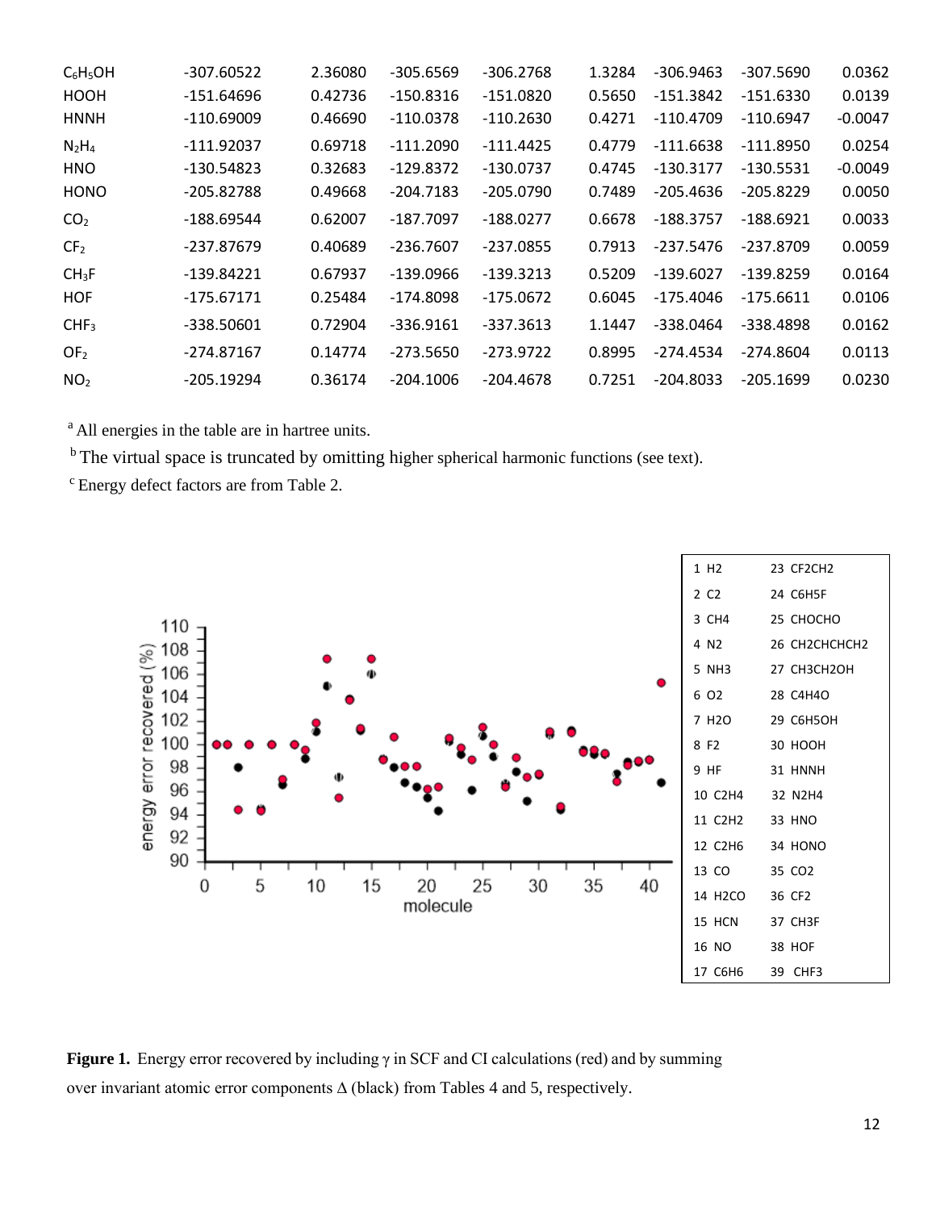| | | | | | | | | |
|---|---|---|---|---|---|---|---|---|
| $C_6H_5OH$ | -307.60522 | 2.36080 | -305.6569 | -306.2768 | 1.3284 | -306.9463 | -307.5690 | 0.0362 |
| HOOH | -151.64696 | 0.42736 | -150.8316 | -151.0820 | 0.5650 | -151.3842 | -151.6330 | 0.0139 |
| HNNH | -110.69009 | 0.46690 | -110.0378 | -110.2630 | 0.4271 | -110.4709 | -110.6947 | -0.0047 |
| $N_2H_4$ | -111.92037 | 0.69718 | -111.2090 | -111.4425 | 0.4779 | -111.6638 | -111.8950 | 0.0254 |
| HNO | -130.54823 | 0.32683 | -129.8372 | -130.0737 | 0.4745 | -130.3177 | -130.5531 | -0.0049 |
| HONO | -205.82788 | 0.49668 | -204.7183 | -205.0790 | 0.7489 | -205.4636 | -205.8229 | 0.0050 |
| $CO_2$ | -188.69544 | 0.62007 | -187.7097 | -188.0277 | 0.6678 | -188.3757 | -188.6921 | 0.0033 |
| $CF_2$ | -237.87679 | 0.40689 | -236.7607 | -237.0855 | 0.7913 | -237.5476 | -237.8709 | 0.0059 |
| $CH_3F$ | -139.84221 | 0.67937 | -139.0966 | -139.3213 | 0.5209 | -139.6027 | -139.8259 | 0.0164 |
| HOF | -175.67171 | 0.25484 | -174.8098 | -175.0672 | 0.6045 | -175.4046 | -175.6611 | 0.0106 |
| $CHF_3$ | -338.50601 | 0.72904 | -336.9161 | -337.3613 | 1.1447 | -338.0464 | -338.4898 | 0.0162 |
| $OF_2$ | -274.87167 | 0.14774 | -273.5650 | -273.9722 | 0.8995 | -274.4534 | -274.8604 | 0.0113 |
| $NO_2$ | -205.19294 | 0.36174 | -204.1006 | -204.4678 | 0.7251 | -204.8033 | -205.1699 | 0.0230 |

[a] All energies in the table are in hartree units.

[b] The virtual space is truncated by omitting higher spherical harmonic functions (see text).

[c] Energy defect factors are from Table 2.

| | | | |
|---|---|---|---|
| 1 | H2 | 23 | CF2CH2 |
| 2 | C2 | 24 | C6H5F |
| 3 | CH4 | 25 | CHOCHO |
| 4 | N2 | 26 | CH2CHCHCH2 |
| 5 | NH3 | 27 | CH3CH2OH |
| 6 | O2 | 28 | C4H4O |
| 7 | H2O | 29 | C6H5OH |
| 8 | F2 | 30 | HOOH |
| 9 | HF | 31 | HNNH |
| 10 | C2H4 | 32 | N2H4 |
| 11 | C2H2 | 33 | HNO |
| 12 | C2H6 | 34 | HONO |
| 13 | CO | 35 | CO2 |
| 14 | H2CO | 36 | CF2 |
| 15 | HCN | 37 | CH3F |
| 16 | NO | 38 | HOF |
| 17 | C6H6 | 39 | CHF3 |

**Figure 1.** Energy error recovered by including γ in SCF and CI calculations (red) and by summing over invariant atomic error components Δ (black) from Tables 4 and 5, respectively.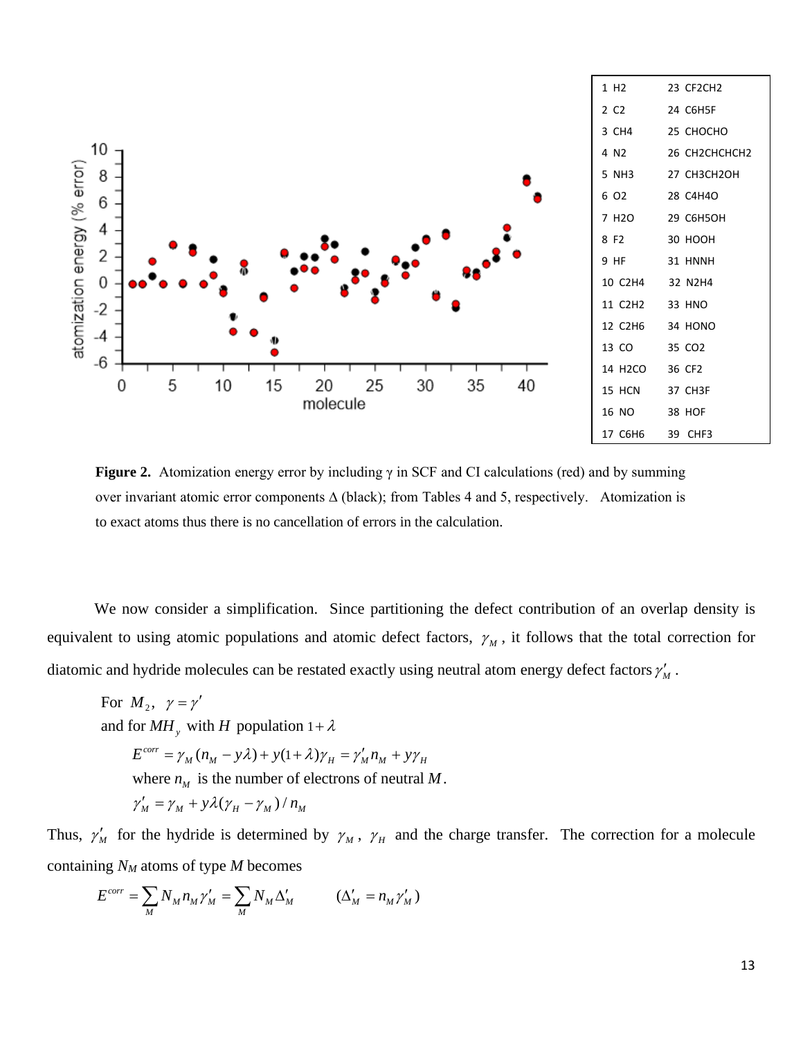| | |
|---|---|
| 1 H2 | 23 CF2CH2 |
| 2 C2 | 24 C6H5F |
| 3 CH4 | 25 CHOCHO |
| 4 N2 | 26 CH2CHCHCH2 |
| 5 NH3 | 27 CH3CH2OH |
| 6 O2 | 28 C4H4O |
| 7 H2O | 29 C6H5OH |
| 8 F2 | 30 HOOH |
| 9 HF | 31 HNNH |
| 10 C2H4 | 32 N2H4 |
| 11 C2H2 | 33 HNO |
| 12 C2H6 | 34 HONO |
| 13 CO | 35 CO2 |
| 14 H2CO | 36 CF2 |
| 15 HCN | 37 CH3F |
| 16 NO | 38 HOF |
| 17 C6H6 | 39 CHF3 |

**Figure 2.** Atomization energy error by including γ in SCF and CI calculations (red) and by summing over invariant atomic error components Δ (black); from Tables 4 and 5, respectively. Atomization is to exact atoms thus there is no cancellation of errors in the calculation.

We now consider a simplification. Since partitioning the defect contribution of an overlap density is equivalent to using atomic populations and atomic defect factors, $\gamma_M$, it follows that the total correction for diatomic and hydride molecules can be restated exactly using neutral atom energy defect factors $\gamma'_M$.

For $M_2$, $\gamma = \gamma'$

and for $MH_y$ with $H$ population $1+\lambda$

$$E^{corr} = \gamma_M (n_M - y\lambda) + y(1+\lambda)\gamma_H = \gamma'_M n_M + y\gamma_H$$

where $n_M$ is the number of electrons of neutral $M$.

$$\gamma'_M = \gamma_M + y\lambda(\gamma_H - \gamma_M)/n_M$$

Thus, $\gamma'_M$ for the hydride is determined by $\gamma_M$, $\gamma_H$ and the charge transfer. The correction for a molecule containing $N_M$ atoms of type $M$ becomes

$$E^{corr} = \sum_M N_M n_M \gamma'_M = \sum_M N_M \Delta'_M \qquad (\Delta'_M = n_M \gamma'_M)$$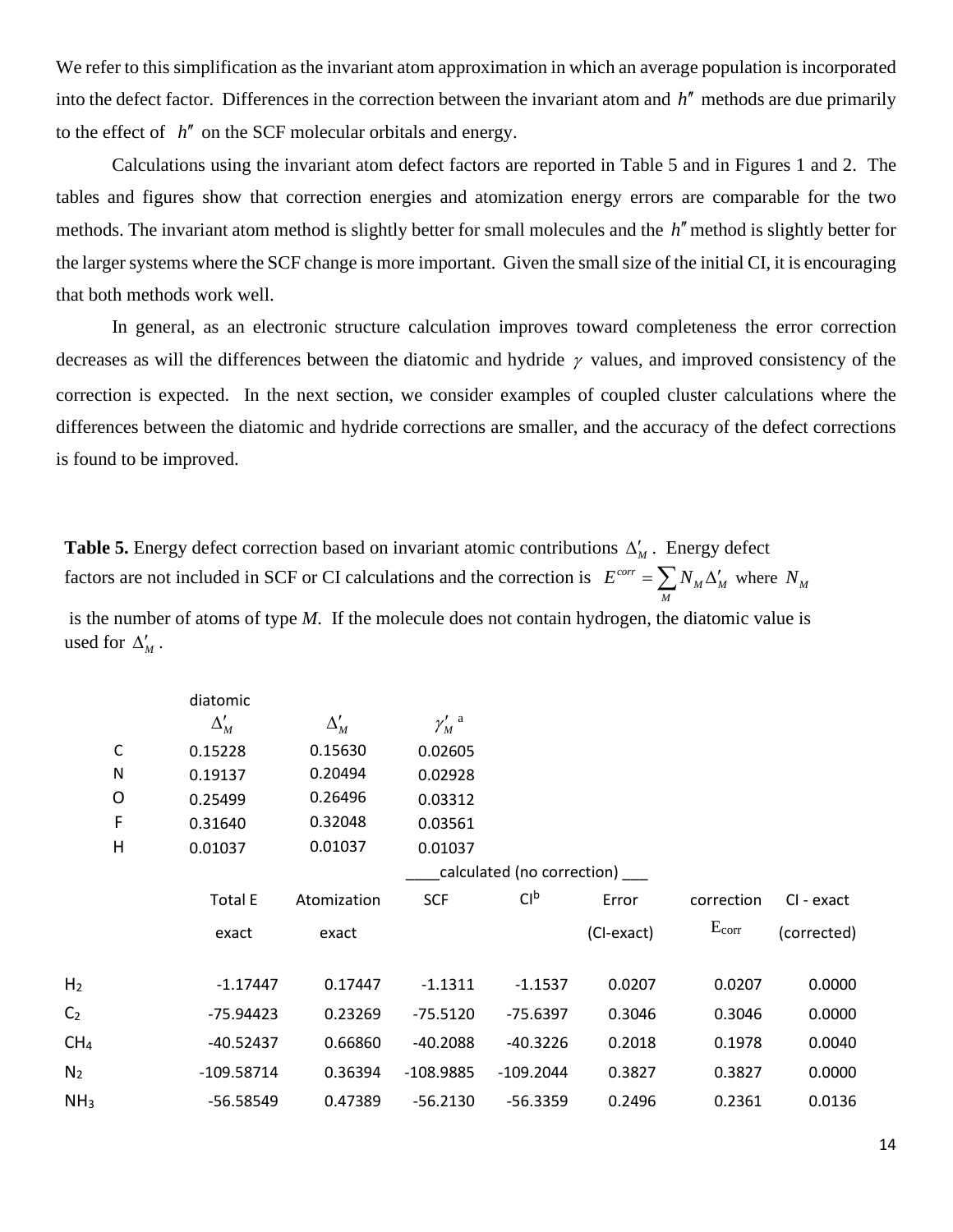We refer to this simplification as the invariant atom approximation in which an average population is incorporated into the defect factor. Differences in the correction between the invariant atom and $h''$ methods are due primarily to the effect of $h''$ on the SCF molecular orbitals and energy.

Calculations using the invariant atom defect factors are reported in Table 5 and in Figures 1 and 2. The tables and figures show that correction energies and atomization energy errors are comparable for the two methods. The invariant atom method is slightly better for small molecules and the $h''$ method is slightly better for the larger systems where the SCF change is more important. Given the small size of the initial CI, it is encouraging that both methods work well.

In general, as an electronic structure calculation improves toward completeness the error correction decreases as will the differences between the diatomic and hydride $\gamma$ values, and improved consistency of the correction is expected. In the next section, we consider examples of coupled cluster calculations where the differences between the diatomic and hydride corrections are smaller, and the accuracy of the defect corrections is found to be improved.

**Table 5.** Energy defect correction based on invariant atomic contributions $\Delta'_M$. Energy defect factors are not included in SCF or CI calculations and the correction is $E^{corr} = \sum_M N_M \Delta'_M$ where $N_M$ is the number of atoms of type *M*. If the molecule does not contain hydrogen, the diatomic value is used for $\Delta'_M$.

| | diatomic $\Delta'_M$ | $\Delta'_M$ | $\gamma'_M$ [a] |
|---|---|---|---|
| C | 0.15228 | 0.15630 | 0.02605 |
| N | 0.19137 | 0.20494 | 0.02928 |
| O | 0.25499 | 0.26496 | 0.03312 |
| F | 0.31640 | 0.32048 | 0.03561 |
| H | 0.01037 | 0.01037 | 0.01037 |

| | Total E exact | Atomization exact | SCF (calculated, no correction) | CI[b] (calculated, no correction) | Error (CI-exact) | correction $E_{corr}$ | CI - exact (corrected) |
|---|---|---|---|---|---|---|---|
| $H_2$ | -1.17447 | 0.17447 | -1.1311 | -1.1537 | 0.0207 | 0.0207 | 0.0000 |
| $C_2$ | -75.94423 | 0.23269 | -75.5120 | -75.6397 | 0.3046 | 0.3046 | 0.0000 |
| $CH_4$ | -40.52437 | 0.66860 | -40.2088 | -40.3226 | 0.2018 | 0.1978 | 0.0040 |
| $N_2$ | -109.58714 | 0.36394 | -108.9885 | -109.2044 | 0.3827 | 0.3827 | 0.0000 |
| $NH_3$ | -56.58549 | 0.47389 | -56.2130 | -56.3359 | 0.2496 | 0.2361 | 0.0136 |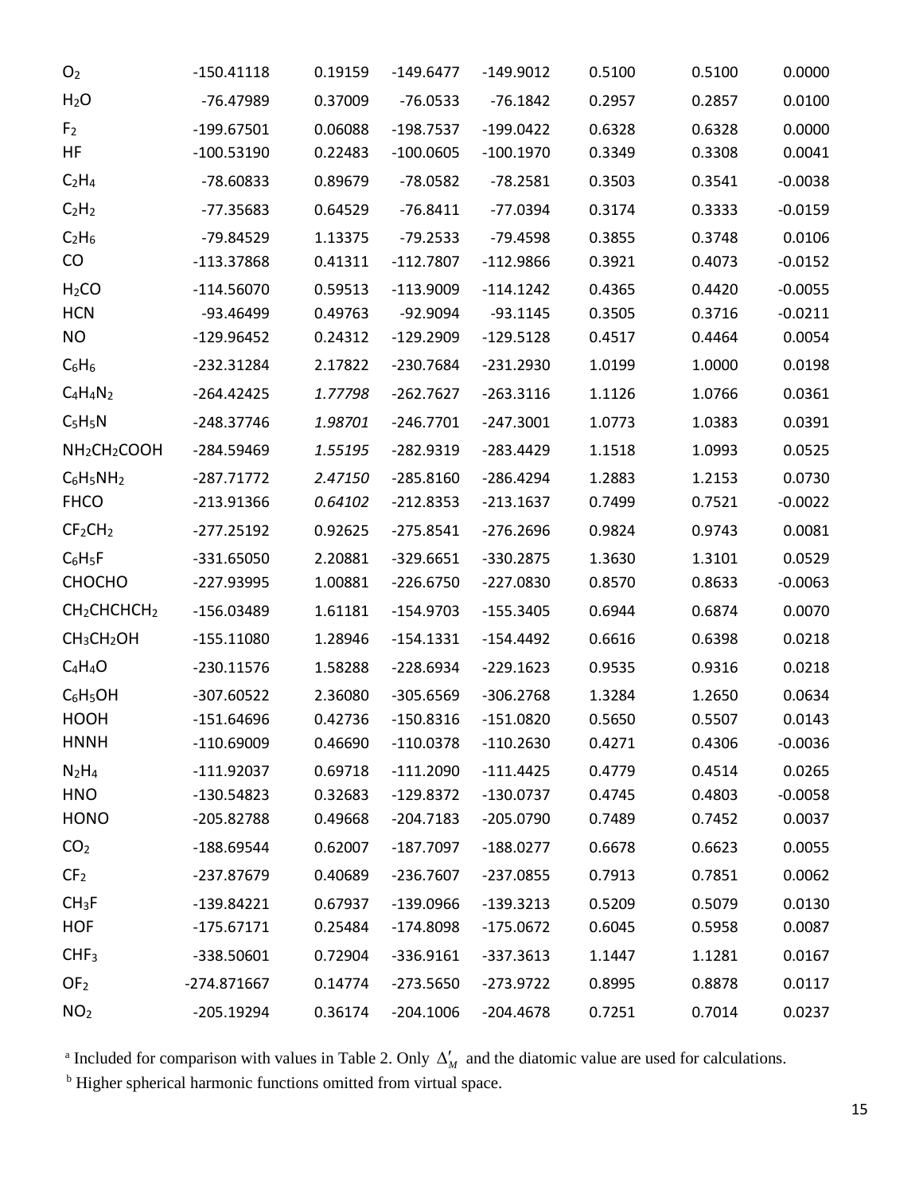|  |  |  |  |  |  |  |  |
|---|---|---|---|---|---|---|---|
| $O_2$ | -150.41118 | 0.19159 | -149.6477 | -149.9012 | 0.5100 | 0.5100 | 0.0000 |
| $H_2O$ | -76.47989 | 0.37009 | -76.0533 | -76.1842 | 0.2957 | 0.2857 | 0.0100 |
| $F_2$ | -199.67501 | 0.06088 | -198.7537 | -199.0422 | 0.6328 | 0.6328 | 0.0000 |
| HF | -100.53190 | 0.22483 | -100.0605 | -100.1970 | 0.3349 | 0.3308 | 0.0041 |
| $C_2H_4$ | -78.60833 | 0.89679 | -78.0582 | -78.2581 | 0.3503 | 0.3541 | -0.0038 |
| $C_2H_2$ | -77.35683 | 0.64529 | -76.8411 | -77.0394 | 0.3174 | 0.3333 | -0.0159 |
| $C_2H_6$ | -79.84529 | 1.13375 | -79.2533 | -79.4598 | 0.3855 | 0.3748 | 0.0106 |
| CO | -113.37868 | 0.41311 | -112.7807 | -112.9866 | 0.3921 | 0.4073 | -0.0152 |
| $H_2CO$ | -114.56070 | 0.59513 | -113.9009 | -114.1242 | 0.4365 | 0.4420 | -0.0055 |
| HCN | -93.46499 | 0.49763 | -92.9094 | -93.1145 | 0.3505 | 0.3716 | -0.0211 |
| NO | -129.96452 | 0.24312 | -129.2909 | -129.5128 | 0.4517 | 0.4464 | 0.0054 |
| $C_6H_6$ | -232.31284 | 2.17822 | -230.7684 | -231.2930 | 1.0199 | 1.0000 | 0.0198 |
| $C_4H_4N_2$ | -264.42425 | *1.77798* | -262.7627 | -263.3116 | 1.1126 | 1.0766 | 0.0361 |
| $C_5H_5N$ | -248.37746 | *1.98701* | -246.7701 | -247.3001 | 1.0773 | 1.0383 | 0.0391 |
| $NH_2CH_2COOH$ | -284.59469 | *1.55195* | -282.9319 | -283.4429 | 1.1518 | 1.0993 | 0.0525 |
| $C_6H_5NH_2$ | -287.71772 | *2.47150* | -285.8160 | -286.4294 | 1.2883 | 1.2153 | 0.0730 |
| FHCO | -213.91366 | *0.64102* | -212.8353 | -213.1637 | 0.7499 | 0.7521 | -0.0022 |
| $CF_2CH_2$ | -277.25192 | 0.92625 | -275.8541 | -276.2696 | 0.9824 | 0.9743 | 0.0081 |
| $C_6H_5F$ | -331.65050 | 2.20881 | -329.6651 | -330.2875 | 1.3630 | 1.3101 | 0.0529 |
| CHOCHO | -227.93995 | 1.00881 | -226.6750 | -227.0830 | 0.8570 | 0.8633 | -0.0063 |
| $CH_2CHCHCH_2$ | -156.03489 | 1.61181 | -154.9703 | -155.3405 | 0.6944 | 0.6874 | 0.0070 |
| $CH_3CH_2OH$ | -155.11080 | 1.28946 | -154.1331 | -154.4492 | 0.6616 | 0.6398 | 0.0218 |
| $C_4H_4O$ | -230.11576 | 1.58288 | -228.6934 | -229.1623 | 0.9535 | 0.9316 | 0.0218 |
| $C_6H_5OH$ | -307.60522 | 2.36080 | -305.6569 | -306.2768 | 1.3284 | 1.2650 | 0.0634 |
| HOOH | -151.64696 | 0.42736 | -150.8316 | -151.0820 | 0.5650 | 0.5507 | 0.0143 |
| HNNH | -110.69009 | 0.46690 | -110.0378 | -110.2630 | 0.4271 | 0.4306 | -0.0036 |
| $N_2H_4$ | -111.92037 | 0.69718 | -111.2090 | -111.4425 | 0.4779 | 0.4514 | 0.0265 |
| HNO | -130.54823 | 0.32683 | -129.8372 | -130.0737 | 0.4745 | 0.4803 | -0.0058 |
| HONO | -205.82788 | 0.49668 | -204.7183 | -205.0790 | 0.7489 | 0.7452 | 0.0037 |
| $CO_2$ | -188.69544 | 0.62007 | -187.7097 | -188.0277 | 0.6678 | 0.6623 | 0.0055 |
| $CF_2$ | -237.87679 | 0.40689 | -236.7607 | -237.0855 | 0.7913 | 0.7851 | 0.0062 |
| $CH_3F$ | -139.84221 | 0.67937 | -139.0966 | -139.3213 | 0.5209 | 0.5079 | 0.0130 |
| HOF | -175.67171 | 0.25484 | -174.8098 | -175.0672 | 0.6045 | 0.5958 | 0.0087 |
| $CHF_3$ | -338.50601 | 0.72904 | -336.9161 | -337.3613 | 1.1447 | 1.1281 | 0.0167 |
| $OF_2$ | -274.871667 | 0.14774 | -273.5650 | -273.9722 | 0.8995 | 0.8878 | 0.0117 |
| $NO_2$ | -205.19294 | 0.36174 | -204.1006 | -204.4678 | 0.7251 | 0.7014 | 0.0237 |

[a] Included for comparison with values in Table 2. Only $\Delta'_M$ and the diatomic value are used for calculations.

[b] Higher spherical harmonic functions omitted from virtual space.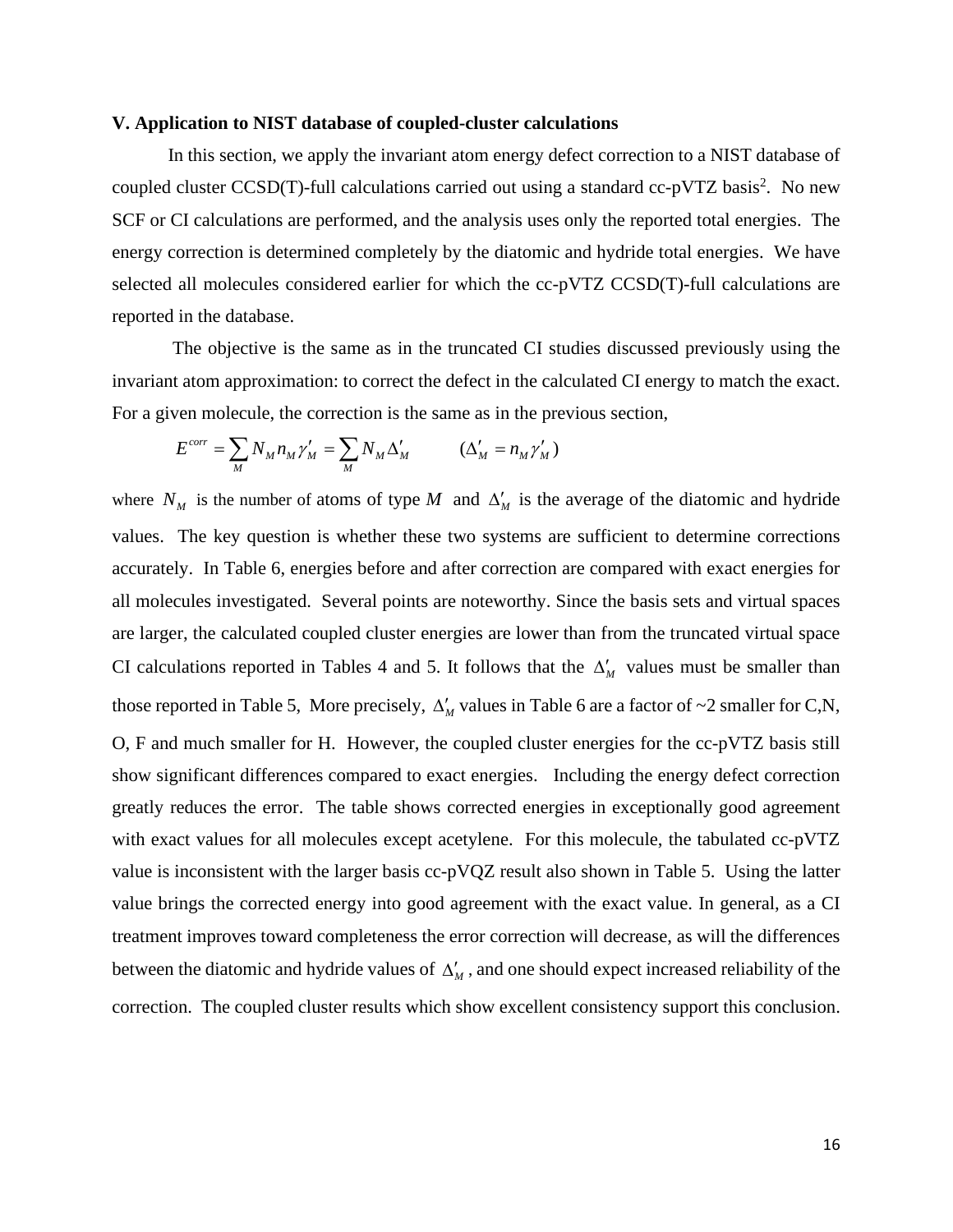### V. Application to NIST database of coupled-cluster calculations

In this section, we apply the invariant atom energy defect correction to a NIST database of coupled cluster CCSD(T)-full calculations carried out using a standard cc-pVTZ basis[2]. No new SCF or CI calculations are performed, and the analysis uses only the reported total energies. The energy correction is determined completely by the diatomic and hydride total energies. We have selected all molecules considered earlier for which the cc-pVTZ CCSD(T)-full calculations are reported in the database.

The objective is the same as in the truncated CI studies discussed previously using the invariant atom approximation: to correct the defect in the calculated CI energy to match the exact. For a given molecule, the correction is the same as in the previous section,

$$E^{corr} = \sum_{M} N_M n_M \gamma'_M = \sum_{M} N_M \Delta'_M \qquad (\Delta'_M = n_M \gamma'_M)$$

where $N_M$ is the number of atoms of type $M$ and $\Delta'_M$ is the average of the diatomic and hydride values. The key question is whether these two systems are sufficient to determine corrections accurately. In Table 6, energies before and after correction are compared with exact energies for all molecules investigated. Several points are noteworthy. Since the basis sets and virtual spaces are larger, the calculated coupled cluster energies are lower than from the truncated virtual space CI calculations reported in Tables 4 and 5. It follows that the $\Delta'_M$ values must be smaller than those reported in Table 5, More precisely, $\Delta'_M$ values in Table 6 are a factor of ~2 smaller for C,N, O, F and much smaller for H. However, the coupled cluster energies for the cc-pVTZ basis still show significant differences compared to exact energies. Including the energy defect correction greatly reduces the error. The table shows corrected energies in exceptionally good agreement with exact values for all molecules except acetylene. For this molecule, the tabulated cc-pVTZ value is inconsistent with the larger basis cc-pVQZ result also shown in Table 5. Using the latter value brings the corrected energy into good agreement with the exact value. In general, as a CI treatment improves toward completeness the error correction will decrease, as will the differences between the diatomic and hydride values of $\Delta'_M$, and one should expect increased reliability of the correction. The coupled cluster results which show excellent consistency support this conclusion.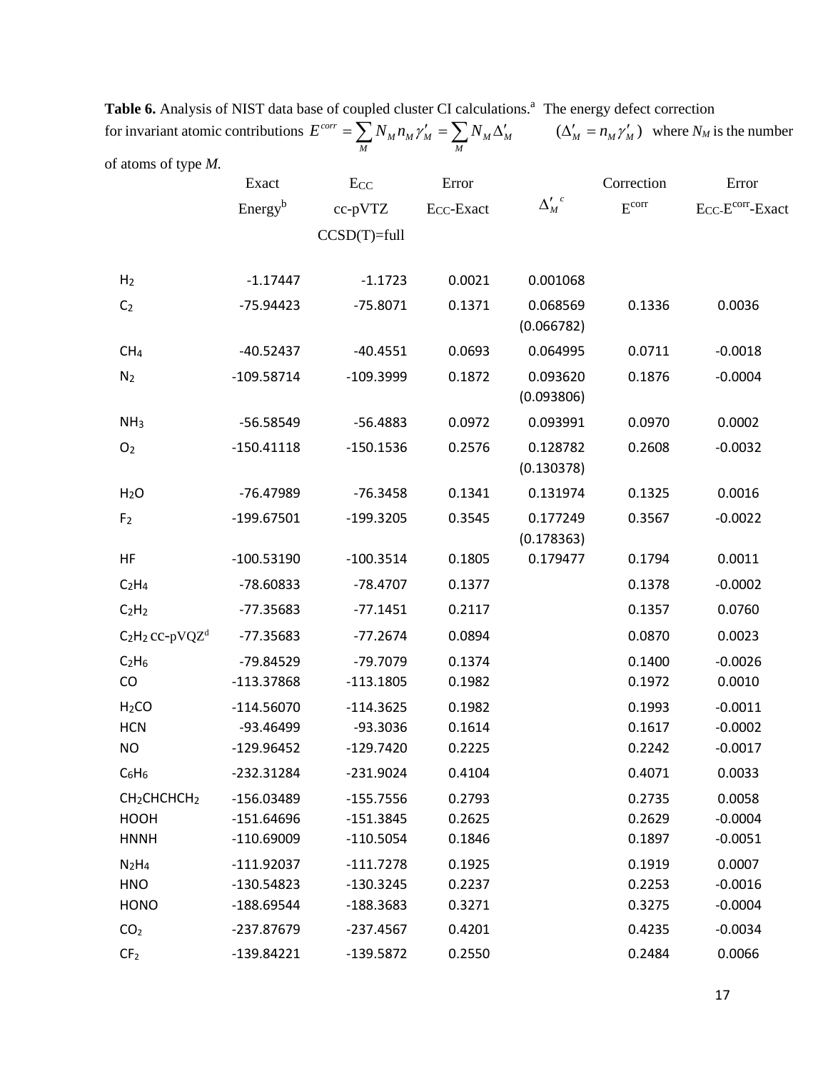**Table 6.** Analysis of NIST data base of coupled cluster CI calculations.[a] The energy defect correction for invariant atomic contributions $E^{corr} = \sum_M N_M n_M \gamma'_M = \sum_M N_M \Delta'_M$ $\quad(\Delta'_M = n_M \gamma'_M)$ where $N_M$ is the number of atoms of type *M.*

| | Exact Energy[b] | $E_{CC}$ cc-pVTZ CCSD(T)=full | Error $E_{CC}$-Exact | $\Delta'_M$ [c] | Correction $E^{corr}$ | Error $E_{CC}$-$E^{corr}$-Exact |
|---|---|---|---|---|---|---|
| $H_2$ | -1.17447 | -1.1723 | 0.0021 | 0.001068 | | |
| $C_2$ | -75.94423 | -75.8071 | 0.1371 | 0.068569 (0.066782) | 0.1336 | 0.0036 |
| $CH_4$ | -40.52437 | -40.4551 | 0.0693 | 0.064995 | 0.0711 | -0.0018 |
| $N_2$ | -109.58714 | -109.3999 | 0.1872 | 0.093620 (0.093806) | 0.1876 | -0.0004 |
| $NH_3$ | -56.58549 | -56.4883 | 0.0972 | 0.093991 | 0.0970 | 0.0002 |
| $O_2$ | -150.41118 | -150.1536 | 0.2576 | 0.128782 (0.130378) | 0.2608 | -0.0032 |
| $H_2O$ | -76.47989 | -76.3458 | 0.1341 | 0.131974 | 0.1325 | 0.0016 |
| $F_2$ | -199.67501 | -199.3205 | 0.3545 | 0.177249 (0.178363) | 0.3567 | -0.0022 |
| HF | -100.53190 | -100.3514 | 0.1805 | 0.179477 | 0.1794 | 0.0011 |
| $C_2H_4$ | -78.60833 | -78.4707 | 0.1377 | | 0.1378 | -0.0002 |
| $C_2H_2$ | -77.35683 | -77.1451 | 0.2117 | | 0.1357 | 0.0760 |
| $C_2H_2$ cc-pVQZ[d] | -77.35683 | -77.2674 | 0.0894 | | 0.0870 | 0.0023 |
| $C_2H_6$ | -79.84529 | -79.7079 | 0.1374 | | 0.1400 | -0.0026 |
| CO | -113.37868 | -113.1805 | 0.1982 | | 0.1972 | 0.0010 |
| $H_2CO$ | -114.56070 | -114.3625 | 0.1982 | | 0.1993 | -0.0011 |
| HCN | -93.46499 | -93.3036 | 0.1614 | | 0.1617 | -0.0002 |
| NO | -129.96452 | -129.7420 | 0.2225 | | 0.2242 | -0.0017 |
| $C_6H_6$ | -232.31284 | -231.9024 | 0.4104 | | 0.4071 | 0.0033 |
| $CH_2CHCHCH_2$ | -156.03489 | -155.7556 | 0.2793 | | 0.2735 | 0.0058 |
| HOOH | -151.64696 | -151.3845 | 0.2625 | | 0.2629 | -0.0004 |
| HNNH | -110.69009 | -110.5054 | 0.1846 | | 0.1897 | -0.0051 |
| $N_2H_4$ | -111.92037 | -111.7278 | 0.1925 | | 0.1919 | 0.0007 |
| HNO | -130.54823 | -130.3245 | 0.2237 | | 0.2253 | -0.0016 |
| HONO | -188.69544 | -188.3683 | 0.3271 | | 0.3275 | -0.0004 |
| $CO_2$ | -237.87679 | -237.4567 | 0.4201 | | 0.4235 | -0.0034 |
| $CF_2$ | -139.84221 | -139.5872 | 0.2550 | | 0.2484 | 0.0066 |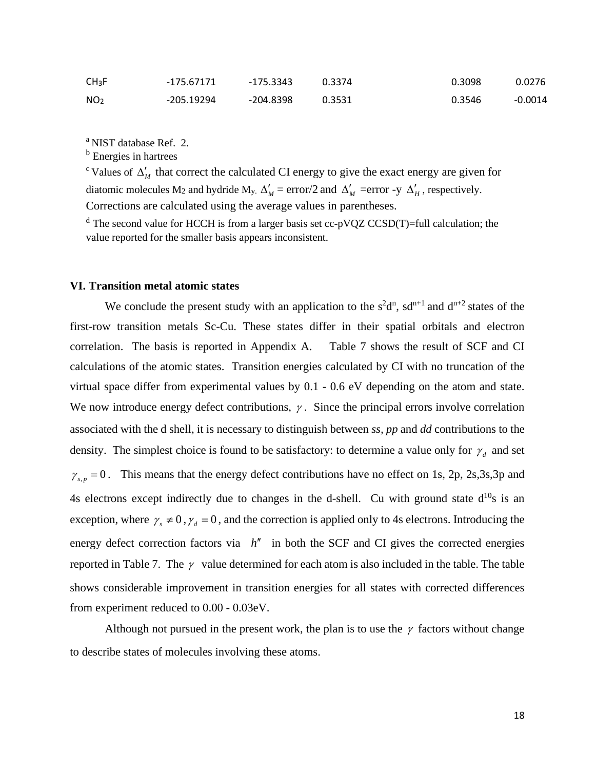| $CH_3F$ | -175.67171 | -175.3343 | 0.3374 | | 0.3098 | 0.0276 |
|---|---|---|---|---|---|---|
| $NO_2$ | -205.19294 | -204.8398 | 0.3531 | | 0.3546 | -0.0014 |

[a] NIST database Ref. 2.

[b] Energies in hartrees

[c] Values of $\Delta'_M$ that correct the calculated CI energy to give the exact energy are given for diatomic molecules $M_2$ and hydride $M_y$. $\Delta'_M$ = error/2 and $\Delta'_M$ =error -y $\Delta'_H$, respectively. Corrections are calculated using the average values in parentheses.

[d] The second value for HCCH is from a larger basis set cc-pVQZ CCSD(T)=full calculation; the value reported for the smaller basis appears inconsistent.

### VI. Transition metal atomic states

We conclude the present study with an application to the $s^2d^n$, $sd^{n+1}$ and $d^{n+2}$ states of the first-row transition metals Sc-Cu. These states differ in their spatial orbitals and electron correlation. The basis is reported in Appendix A. Table 7 shows the result of SCF and CI calculations of the atomic states. Transition energies calculated by CI with no truncation of the virtual space differ from experimental values by 0.1 - 0.6 eV depending on the atom and state. We now introduce energy defect contributions, $\gamma$. Since the principal errors involve correlation associated with the d shell, it is necessary to distinguish between *ss, pp* and *dd* contributions to the density. The simplest choice is found to be satisfactory: to determine a value only for $\gamma_d$ and set $\gamma_{s,p} = 0$. This means that the energy defect contributions have no effect on 1s, 2p, 2s,3s,3p and 4s electrons except indirectly due to changes in the d-shell. Cu with ground state $d^{10}s$ is an exception, where $\gamma_s \neq 0$, $\gamma_d = 0$, and the correction is applied only to 4s electrons. Introducing the energy defect correction factors via $h''$ in both the SCF and CI gives the corrected energies reported in Table 7. The $\gamma$ value determined for each atom is also included in the table. The table shows considerable improvement in transition energies for all states with corrected differences from experiment reduced to 0.00 - 0.03eV.

Although not pursued in the present work, the plan is to use the $\gamma$ factors without change to describe states of molecules involving these atoms.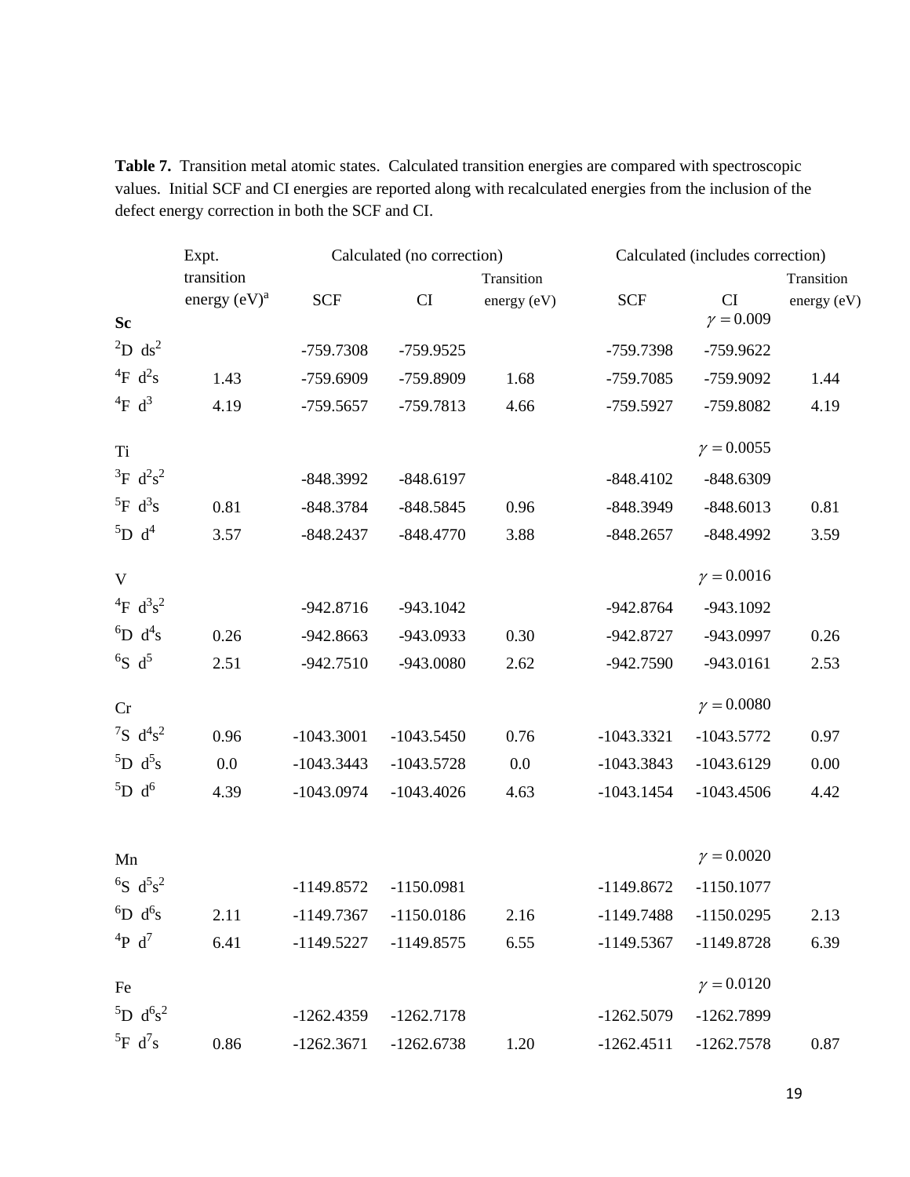**Table 7.** Transition metal atomic states. Calculated transition energies are compared with spectroscopic values. Initial SCF and CI energies are reported along with recalculated energies from the inclusion of the defect energy correction in both the SCF and CI.

| | Expt. transition energy (eV)[a] | Calculated (no correction) | | | Calculated (includes correction) | | |
|---|---|---|---|---|---|---|---|
| | | SCF | CI | Transition energy (eV) | SCF | CI | Transition energy (eV) |
| **Sc** | | | | | | $\gamma = 0.009$ | |
| $^2$D ds$^2$ | | -759.7308 | -759.9525 | | -759.7398 | -759.9622 | |
| $^4$F d$^2$s | 1.43 | -759.6909 | -759.8909 | 1.68 | -759.7085 | -759.9092 | 1.44 |
| $^4$F d$^3$ | 4.19 | -759.5657 | -759.7813 | 4.66 | -759.5927 | -759.8082 | 4.19 |
| Ti | | | | | | $\gamma = 0.0055$ | |
| $^3$F d$^2$s$^2$ | | -848.3992 | -848.6197 | | -848.4102 | -848.6309 | |
| $^5$F d$^3$s | 0.81 | -848.3784 | -848.5845 | 0.96 | -848.3949 | -848.6013 | 0.81 |
| $^5$D d$^4$ | 3.57 | -848.2437 | -848.4770 | 3.88 | -848.2657 | -848.4992 | 3.59 |
| V | | | | | | $\gamma = 0.0016$ | |
| $^4$F d$^3$s$^2$ | | -942.8716 | -943.1042 | | -942.8764 | -943.1092 | |
| $^6$D d$^4$s | 0.26 | -942.8663 | -943.0933 | 0.30 | -942.8727 | -943.0997 | 0.26 |
| $^6$S d$^5$ | 2.51 | -942.7510 | -943.0080 | 2.62 | -942.7590 | -943.0161 | 2.53 |
| Cr | | | | | | $\gamma = 0.0080$ | |
| $^7$S d$^4$s$^2$ | 0.96 | -1043.3001 | -1043.5450 | 0.76 | -1043.3321 | -1043.5772 | 0.97 |
| $^5$D d$^5$s | 0.0 | -1043.3443 | -1043.5728 | 0.0 | -1043.3843 | -1043.6129 | 0.00 |
| $^5$D d$^6$ | 4.39 | -1043.0974 | -1043.4026 | 4.63 | -1043.1454 | -1043.4506 | 4.42 |
| Mn | | | | | | $\gamma = 0.0020$ | |
| $^6$S d$^5$s$^2$ | | -1149.8572 | -1150.0981 | | -1149.8672 | -1150.1077 | |
| $^6$D d$^6$s | 2.11 | -1149.7367 | -1150.0186 | 2.16 | -1149.7488 | -1150.0295 | 2.13 |
| $^4$P d$^7$ | 6.41 | -1149.5227 | -1149.8575 | 6.55 | -1149.5367 | -1149.8728 | 6.39 |
| Fe | | | | | | $\gamma = 0.0120$ | |
| $^5$D d$^6$s$^2$ | | -1262.4359 | -1262.7178 | | -1262.5079 | -1262.7899 | |
| $^5$F d$^7$s | 0.86 | -1262.3671 | -1262.6738 | 1.20 | -1262.4511 | -1262.7578 | 0.87 |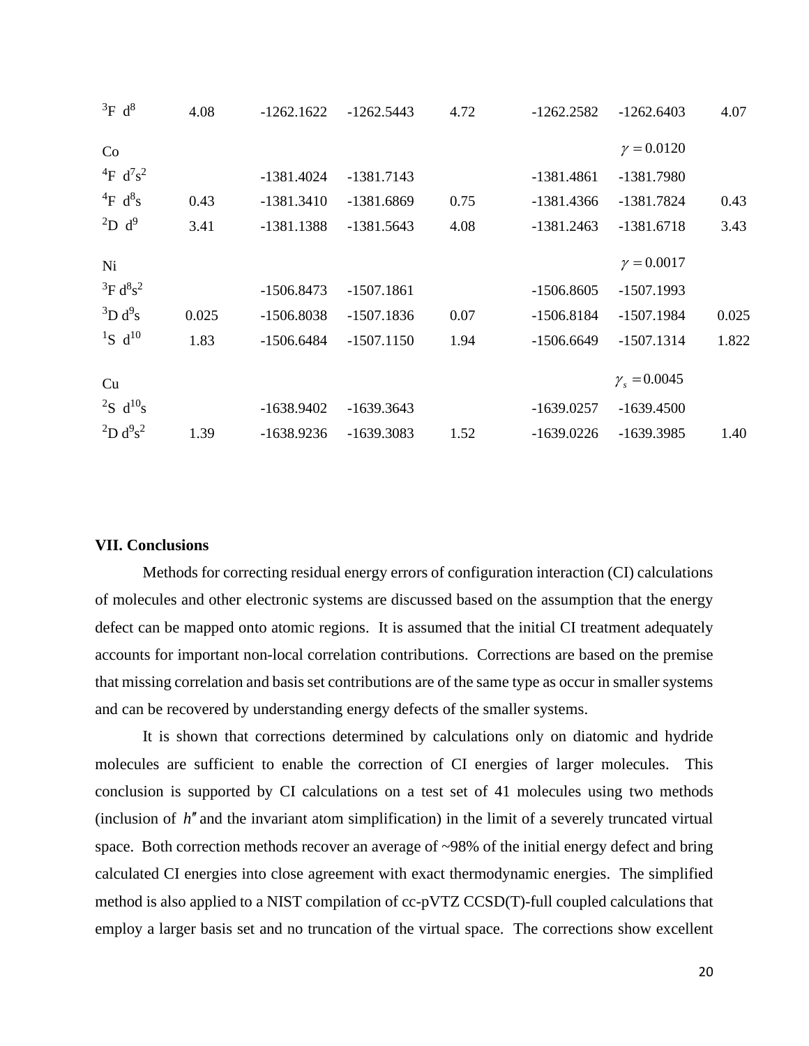| | | | | | | | |
|---|---|---|---|---|---|---|---|
| $^3$F d$^8$ | 4.08 | -1262.1622 | -1262.5443 | 4.72 | -1262.2582 | -1262.6403 | 4.07 |
| Co | | | | | | $\gamma = 0.0120$ | |
| $^4$F d$^7$s$^2$ | | -1381.4024 | -1381.7143 | | -1381.4861 | -1381.7980 | |
| $^4$F d$^8$s | 0.43 | -1381.3410 | -1381.6869 | 0.75 | -1381.4366 | -1381.7824 | 0.43 |
| $^2$D d$^9$ | 3.41 | -1381.1388 | -1381.5643 | 4.08 | -1381.2463 | -1381.6718 | 3.43 |
| Ni | | | | | | $\gamma = 0.0017$ | |
| $^3$F d$^8$s$^2$ | | -1506.8473 | -1507.1861 | | -1506.8605 | -1507.1993 | |
| $^3$D d$^9$s | 0.025 | -1506.8038 | -1507.1836 | 0.07 | -1506.8184 | -1507.1984 | 0.025 |
| $^1$S d$^{10}$ | 1.83 | -1506.6484 | -1507.1150 | 1.94 | -1506.6649 | -1507.1314 | 1.822 |
| Cu | | | | | | $\gamma_s = 0.0045$ | |
| $^2$S d$^{10}$s | | -1638.9402 | -1639.3643 | | -1639.0257 | -1639.4500 | |
| $^2$D d$^9$s$^2$ | 1.39 | -1638.9236 | -1639.3083 | 1.52 | -1639.0226 | -1639.3985 | 1.40 |

## VII. Conclusions

Methods for correcting residual energy errors of configuration interaction (CI) calculations of molecules and other electronic systems are discussed based on the assumption that the energy defect can be mapped onto atomic regions. It is assumed that the initial CI treatment adequately accounts for important non-local correlation contributions. Corrections are based on the premise that missing correlation and basis set contributions are of the same type as occur in smaller systems and can be recovered by understanding energy defects of the smaller systems.

It is shown that corrections determined by calculations only on diatomic and hydride molecules are sufficient to enable the correction of CI energies of larger molecules. This conclusion is supported by CI calculations on a test set of 41 molecules using two methods (inclusion of $h''$ and the invariant atom simplification) in the limit of a severely truncated virtual space. Both correction methods recover an average of ~98% of the initial energy defect and bring calculated CI energies into close agreement with exact thermodynamic energies. The simplified method is also applied to a NIST compilation of cc-pVTZ CCSD(T)-full coupled calculations that employ a larger basis set and no truncation of the virtual space. The corrections show excellent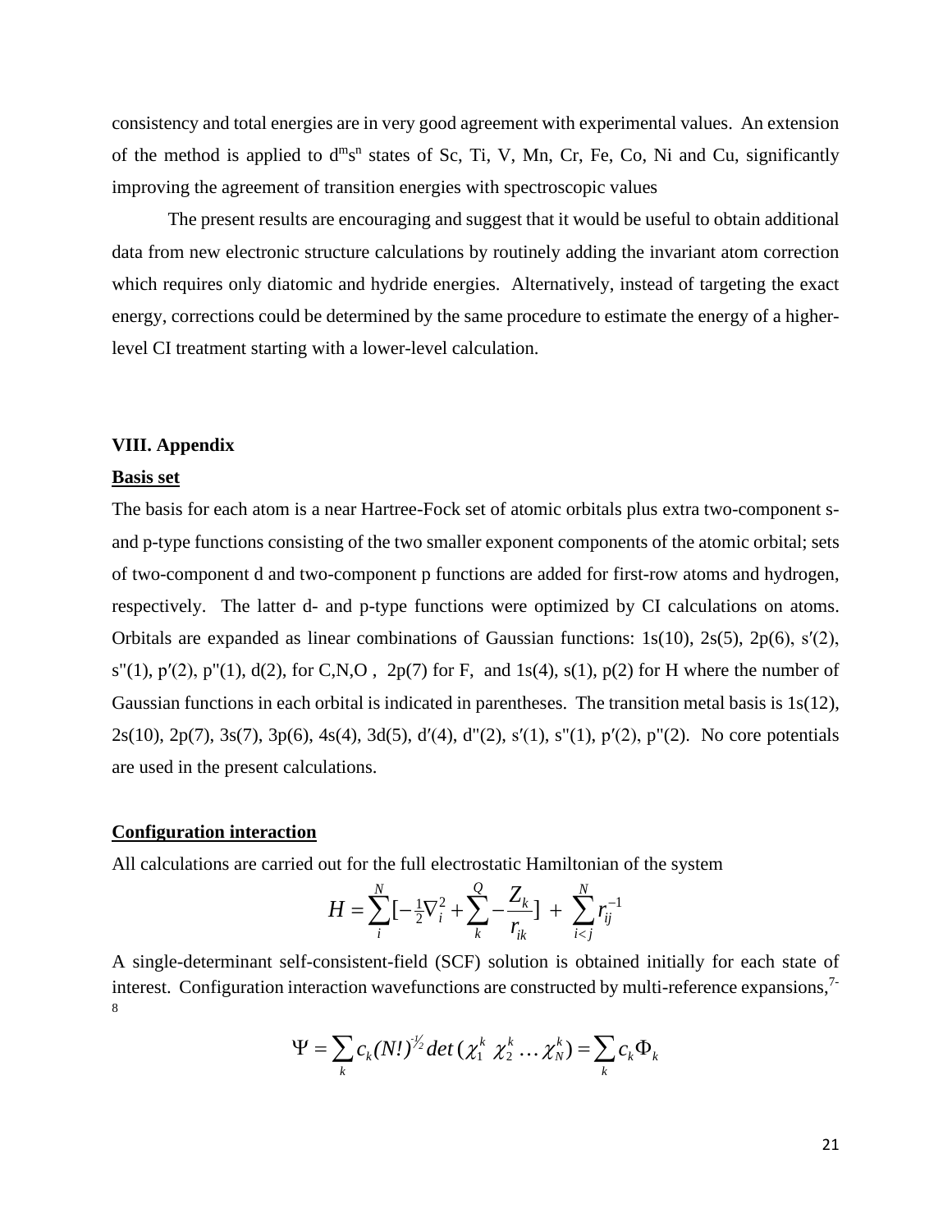consistency and total energies are in very good agreement with experimental values. An extension of the method is applied to $d^m s^n$ states of Sc, Ti, V, Mn, Cr, Fe, Co, Ni and Cu, significantly improving the agreement of transition energies with spectroscopic values

The present results are encouraging and suggest that it would be useful to obtain additional data from new electronic structure calculations by routinely adding the invariant atom correction which requires only diatomic and hydride energies. Alternatively, instead of targeting the exact energy, corrections could be determined by the same procedure to estimate the energy of a higher-level CI treatment starting with a lower-level calculation.

## VIII. Appendix

### Basis set

The basis for each atom is a near Hartree-Fock set of atomic orbitals plus extra two-component s- and p-type functions consisting of the two smaller exponent components of the atomic orbital; sets of two-component d and two-component p functions are added for first-row atoms and hydrogen, respectively. The latter d- and p-type functions were optimized by CI calculations on atoms. Orbitals are expanded as linear combinations of Gaussian functions: 1s(10), 2s(5), 2p(6), s′(2), s"(1), p′(2), p"(1), d(2), for C,N,O , 2p(7) for F, and 1s(4), s(1), p(2) for H where the number of Gaussian functions in each orbital is indicated in parentheses. The transition metal basis is 1s(12), 2s(10), 2p(7), 3s(7), 3p(6), 4s(4), 3d(5), d′(4), d"(2), s′(1), s"(1), p′(2), p"(2). No core potentials are used in the present calculations.

### Configuration interaction

All calculations are carried out for the full electrostatic Hamiltonian of the system

$$H = \sum_{i}^{N} [-\tfrac{1}{2}\nabla_i^2 + \sum_{k}^{Q} -\frac{Z_k}{r_{ik}}] + \sum_{i<j}^{N} r_{ij}^{-1}$$

A single-determinant self-consistent-field (SCF) solution is obtained initially for each state of interest. Configuration interaction wavefunctions are constructed by multi-reference expansions,[7-8]

$$\Psi = \sum_k c_k (N!)^{-\frac{1}{2}} det\,(\chi_1^k\ \chi_2^k \dots \chi_N^k) = \sum_k c_k \Phi_k$$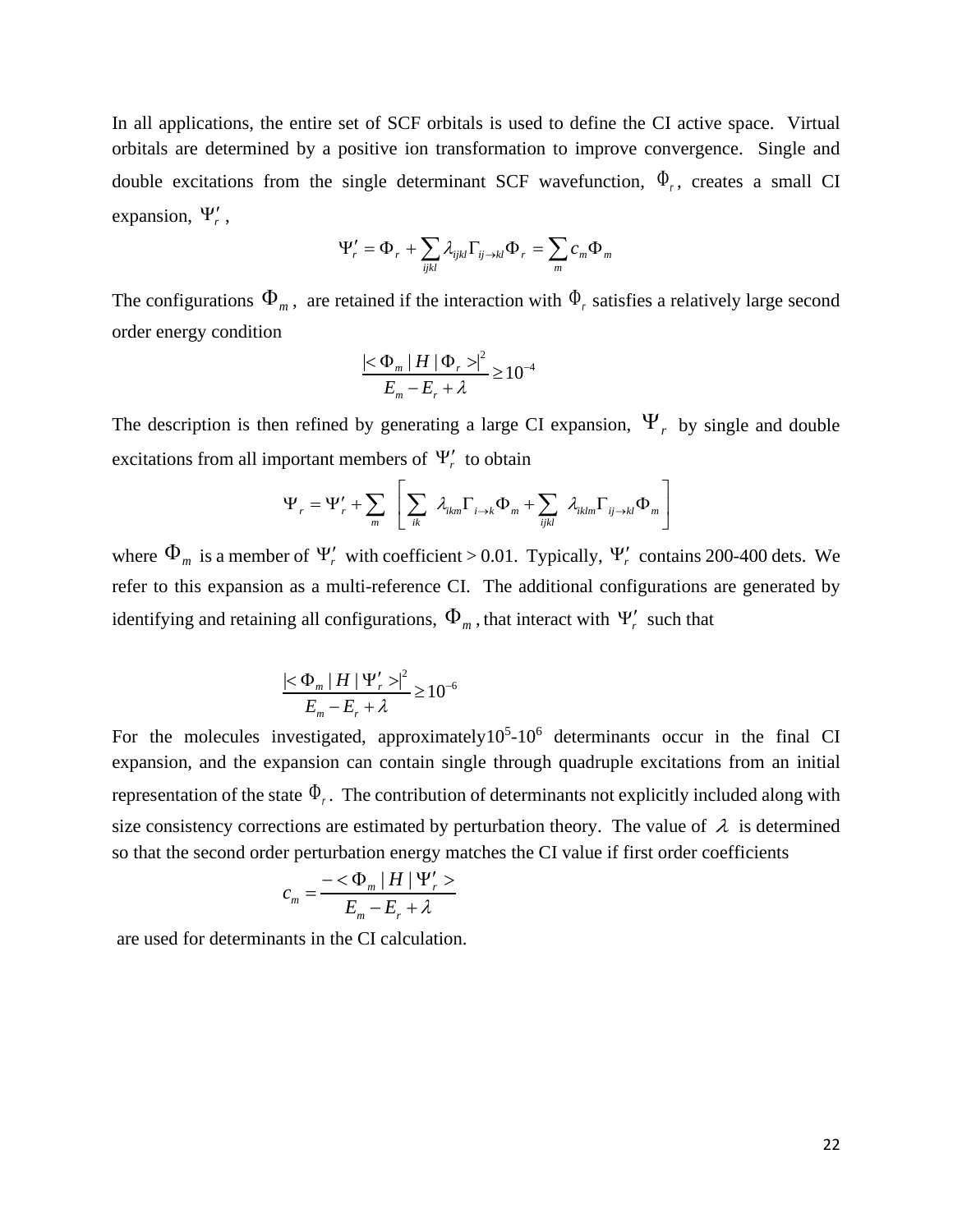In all applications, the entire set of SCF orbitals is used to define the CI active space. Virtual orbitals are determined by a positive ion transformation to improve convergence. Single and double excitations from the single determinant SCF wavefunction, $\Phi_r$, creates a small CI expansion, $\Psi'_r$,

$$\Psi'_r = \Phi_r + \sum_{ijkl} \lambda_{ijkl} \Gamma_{ij \to kl} \Phi_r = \sum_m c_m \Phi_m$$

The configurations $\Phi_m$, are retained if the interaction with $\Phi_r$ satisfies a relatively large second order energy condition

$$\frac{|< \Phi_m | H | \Phi_r >|^2}{E_m - E_r + \lambda} \geq 10^{-4}$$

The description is then refined by generating a large CI expansion, $\Psi_r$ by single and double excitations from all important members of $\Psi'_r$ to obtain

$$\Psi_r = \Psi'_r + \sum_m \left[ \sum_{ik} \lambda_{ikm} \Gamma_{i \to k} \Phi_m + \sum_{ijkl} \lambda_{iklm} \Gamma_{ij \to kl} \Phi_m \right]$$

where $\Phi_m$ is a member of $\Psi'_r$ with coefficient > 0.01. Typically, $\Psi'_r$ contains 200-400 dets. We refer to this expansion as a multi-reference CI. The additional configurations are generated by identifying and retaining all configurations, $\Phi_m$, that interact with $\Psi'_r$ such that

$$\frac{|< \Phi_m | H | \Psi'_r >|^2}{E_m - E_r + \lambda} \geq 10^{-6}$$

For the molecules investigated, approximately$10^5$-$10^6$ determinants occur in the final CI expansion, and the expansion can contain single through quadruple excitations from an initial representation of the state $\Phi_r$. The contribution of determinants not explicitly included along with size consistency corrections are estimated by perturbation theory. The value of $\lambda$ is determined so that the second order perturbation energy matches the CI value if first order coefficients

$$c_m = \frac{- < \Phi_m | H | \Psi'_r >}{E_m - E_r + \lambda}$$

are used for determinants in the CI calculation.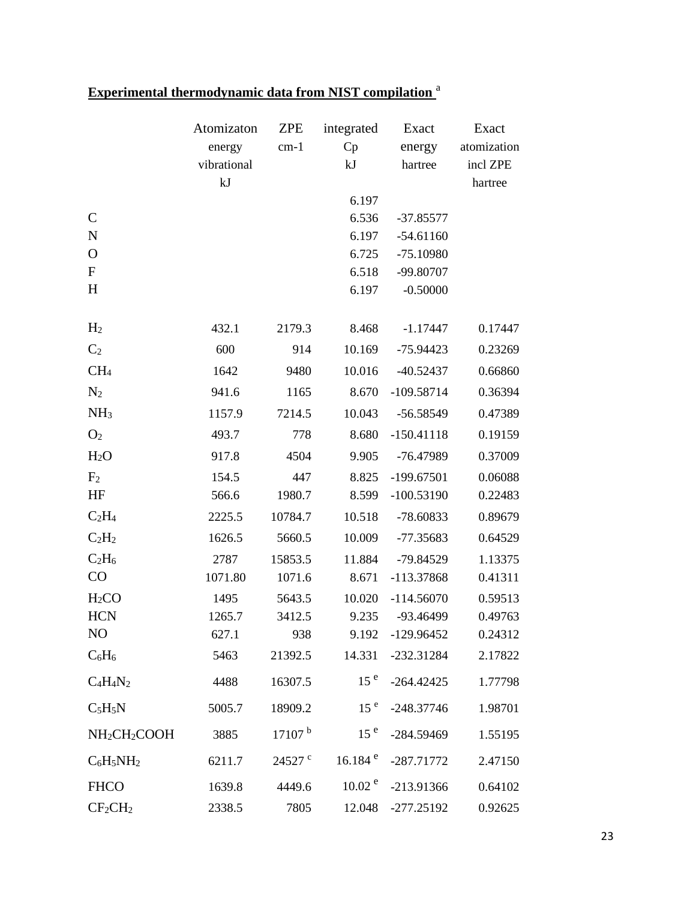**Experimental thermodynamic data from NIST compilation** [a]

| | Atomizaton energy vibrational kJ | ZPE cm-1 | integrated Cp kJ | Exact energy hartree | Exact atomization incl ZPE hartree |
|---|---|---|---|---|---|
| | | | 6.197 | | |
| C | | | 6.536 | -37.85577 | |
| N | | | 6.197 | -54.61160 | |
| O | | | 6.725 | -75.10980 | |
| F | | | 6.518 | -99.80707 | |
| H | | | 6.197 | -0.50000 | |
| $H_2$ | 432.1 | 2179.3 | 8.468 | -1.17447 | 0.17447 |
| $C_2$ | 600 | 914 | 10.169 | -75.94423 | 0.23269 |
| $CH_4$ | 1642 | 9480 | 10.016 | -40.52437 | 0.66860 |
| $N_2$ | 941.6 | 1165 | 8.670 | -109.58714 | 0.36394 |
| $NH_3$ | 1157.9 | 7214.5 | 10.043 | -56.58549 | 0.47389 |
| $O_2$ | 493.7 | 778 | 8.680 | -150.41118 | 0.19159 |
| $H_2O$ | 917.8 | 4504 | 9.905 | -76.47989 | 0.37009 |
| $F_2$ | 154.5 | 447 | 8.825 | -199.67501 | 0.06088 |
| HF | 566.6 | 1980.7 | 8.599 | -100.53190 | 0.22483 |
| $C_2H_4$ | 2225.5 | 10784.7 | 10.518 | -78.60833 | 0.89679 |
| $C_2H_2$ | 1626.5 | 5660.5 | 10.009 | -77.35683 | 0.64529 |
| $C_2H_6$ | 2787 | 15853.5 | 11.884 | -79.84529 | 1.13375 |
| CO | 1071.80 | 1071.6 | 8.671 | -113.37868 | 0.41311 |
| $H_2CO$ | 1495 | 5643.5 | 10.020 | -114.56070 | 0.59513 |
| HCN | 1265.7 | 3412.5 | 9.235 | -93.46499 | 0.49763 |
| NO | 627.1 | 938 | 9.192 | -129.96452 | 0.24312 |
| $C_6H_6$ | 5463 | 21392.5 | 14.331 | -232.31284 | 2.17822 |
| $C_4H_4N_2$ | 4488 | 16307.5 | 15 [e] | -264.42425 | 1.77798 |
| $C_5H_5N$ | 5005.7 | 18909.2 | 15 [e] | -248.37746 | 1.98701 |
| $NH_2CH_2COOH$ | 3885 | 17107 [b] | 15 [e] | -284.59469 | 1.55195 |
| $C_6H_5NH_2$ | 6211.7 | 24527 [c] | 16.184 [e] | -287.71772 | 2.47150 |
| FHCO | 1639.8 | 4449.6 | 10.02 [e] | -213.91366 | 0.64102 |
| $CF_2CH_2$ | 2338.5 | 7805 | 12.048 | -277.25192 | 0.92625 |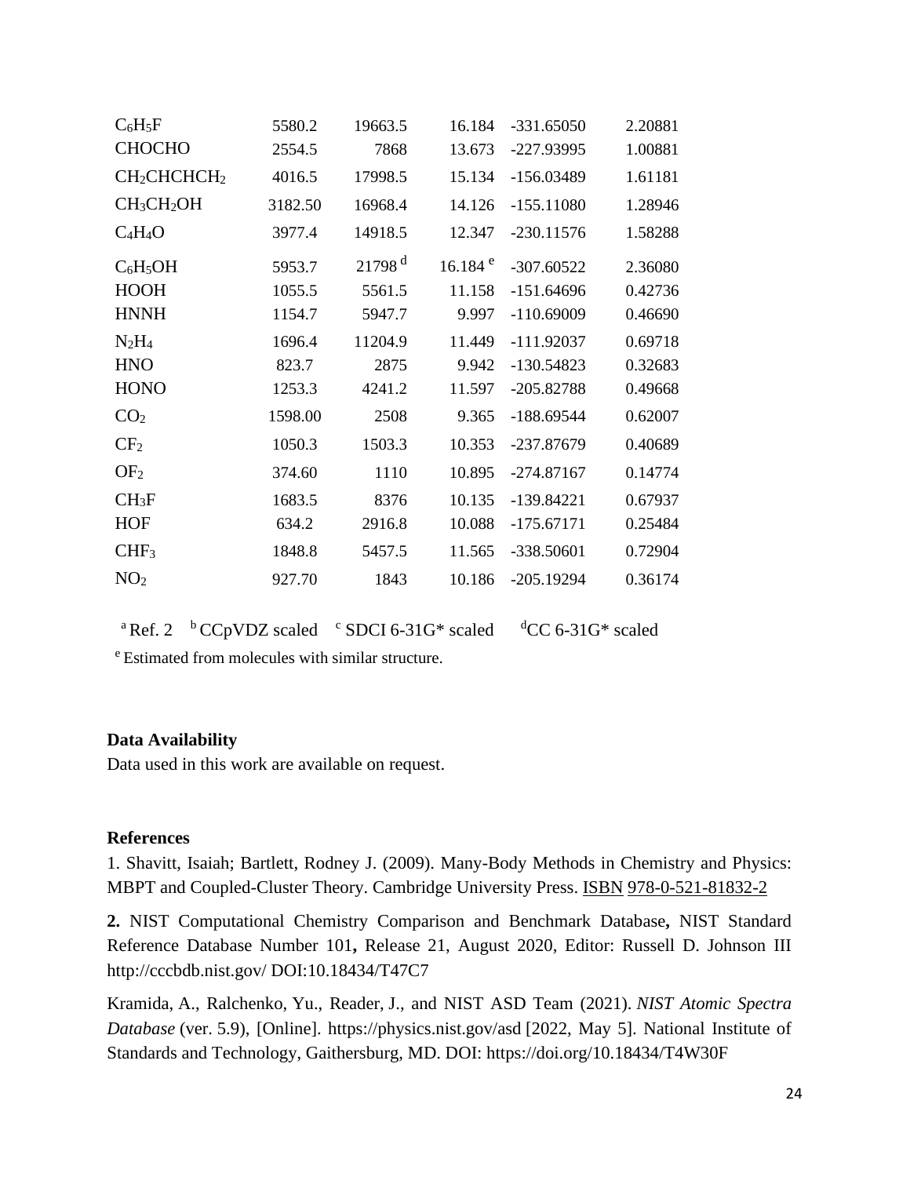| | | | | | |
|---|---|---|---|---|---|
| $C_6H_5F$ | 5580.2 | 19663.5 | 16.184 | -331.65050 | 2.20881 |
| CHOCHO | 2554.5 | 7868 | 13.673 | -227.93995 | 1.00881 |
| $CH_2CHCHCH_2$ | 4016.5 | 17998.5 | 15.134 | -156.03489 | 1.61181 |
| $CH_3CH_2OH$ | 3182.50 | 16968.4 | 14.126 | -155.11080 | 1.28946 |
| $C_4H_4O$ | 3977.4 | 14918.5 | 12.347 | -230.11576 | 1.58288 |
| $C_6H_5OH$ | 5953.7 | 21798 [d] | 16.184 [e] | -307.60522 | 2.36080 |
| HOOH | 1055.5 | 5561.5 | 11.158 | -151.64696 | 0.42736 |
| HNNH | 1154.7 | 5947.7 | 9.997 | -110.69009 | 0.46690 |
| $N_2H_4$ | 1696.4 | 11204.9 | 11.449 | -111.92037 | 0.69718 |
| HNO | 823.7 | 2875 | 9.942 | -130.54823 | 0.32683 |
| HONO | 1253.3 | 4241.2 | 11.597 | -205.82788 | 0.49668 |
| $CO_2$ | 1598.00 | 2508 | 9.365 | -188.69544 | 0.62007 |
| $CF_2$ | 1050.3 | 1503.3 | 10.353 | -237.87679 | 0.40689 |
| $OF_2$ | 374.60 | 1110 | 10.895 | -274.87167 | 0.14774 |
| $CH_3F$ | 1683.5 | 8376 | 10.135 | -139.84221 | 0.67937 |
| HOF | 634.2 | 2916.8 | 10.088 | -175.67171 | 0.25484 |
| $CHF_3$ | 1848.8 | 5457.5 | 11.565 | -338.50601 | 0.72904 |
| $NO_2$ | 927.70 | 1843 | 10.186 | -205.19294 | 0.36174 |

[a] Ref. 2 [b] CCpVDZ scaled [c] SDCI 6-31G* scaled [d] CC 6-31G* scaled

[e] Estimated from molecules with similar structure.

**Data Availability**

Data used in this work are available on request.

**References**

1. Shavitt, Isaiah; Bartlett, Rodney J. (2009). Many-Body Methods in Chemistry and Physics: MBPT and Coupled-Cluster Theory. Cambridge University Press. ISBN 978-0-521-81832-2

**2.** NIST Computational Chemistry Comparison and Benchmark Database**,** NIST Standard Reference Database Number 101**,** Release 21, August 2020, Editor: Russell D. Johnson III http://cccbdb.nist.gov/ DOI:10.18434/T47C7

Kramida, A., Ralchenko, Yu., Reader, J., and NIST ASD Team (2021). *NIST Atomic Spectra Database* (ver. 5.9), [Online]. https://physics.nist.gov/asd [2022, May 5]. National Institute of Standards and Technology, Gaithersburg, MD. DOI: https://doi.org/10.18434/T4W30F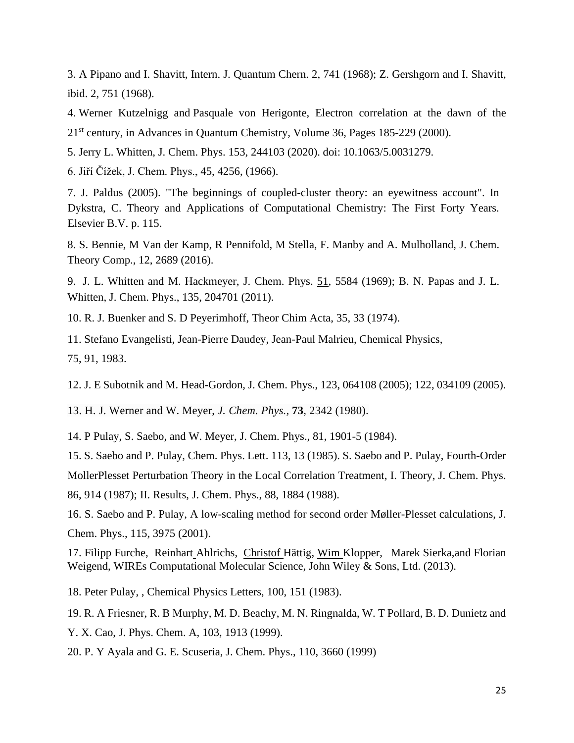3. A Pipano and I. Shavitt, Intern. J. Quantum Chern. 2, 741 (1968); Z. Gershgorn and I. Shavitt, ibid. 2, 751 (1968).

4. Werner Kutzelnigg and Pasquale von Herigonte, Electron correlation at the dawn of the 21[st] century, in Advances in Quantum Chemistry, Volume 36, Pages 185-229 (2000).

5. Jerry L. Whitten, J. Chem. Phys. 153, 244103 (2020). doi: 10.1063/5.0031279.

6. Jiří Čížek, J. Chem. Phys., 45, 4256, (1966).

7. J. Paldus (2005). "The beginnings of coupled-cluster theory: an eyewitness account". In Dykstra, C. Theory and Applications of Computational Chemistry: The First Forty Years. Elsevier B.V. p. 115.

8. S. Bennie, M Van der Kamp, R Pennifold, M Stella, F. Manby and A. Mulholland, J. Chem. Theory Comp., 12, 2689 (2016).

9. J. L. Whitten and M. Hackmeyer, J. Chem. Phys. 51, 5584 (1969); B. N. Papas and J. L. Whitten, J. Chem. Phys., 135, 204701 (2011).

10. R. J. Buenker and S. D Peyerimhoff, Theor Chim Acta, 35, 33 (1974).

11. Stefano Evangelisti, Jean-Pierre Daudey, Jean-Paul Malrieu, Chemical Physics, 75, 91, 1983.

12. J. E Subotnik and M. Head-Gordon, J. Chem. Phys., 123, 064108 (2005); 122, 034109 (2005).

13. H. J. Werner and W. Meyer, *J. Chem. Phys.,* **73**, 2342 (1980).

14. P Pulay, S. Saebo, and W. Meyer, J. Chem. Phys., 81, 1901-5 (1984).

15. S. Saebo and P. Pulay, Chem. Phys. Lett. 113, 13 (1985). S. Saebo and P. Pulay, Fourth-Order MollerPlesset Perturbation Theory in the Local Correlation Treatment, I. Theory, J. Chem. Phys. 86, 914 (1987); II. Results, J. Chem. Phys., 88, 1884 (1988).

16. S. Saebo and P. Pulay, A low-scaling method for second order Møller-Plesset calculations, J. Chem. Phys., 115, 3975 (2001).

17. Filipp Furche, Reinhart Ahlrichs, Christof Hättig, Wim Klopper, Marek Sierka,and Florian Weigend, WIREs Computational Molecular Science, John Wiley & Sons, Ltd. (2013).

18. Peter Pulay, , Chemical Physics Letters, 100, 151 (1983).

19. R. A Friesner, R. B Murphy, M. D. Beachy, M. N. Ringnalda, W. T Pollard, B. D. Dunietz and Y. X. Cao, J. Phys. Chem. A, 103, 1913 (1999).

20. P. Y Ayala and G. E. Scuseria, J. Chem. Phys., 110, 3660 (1999)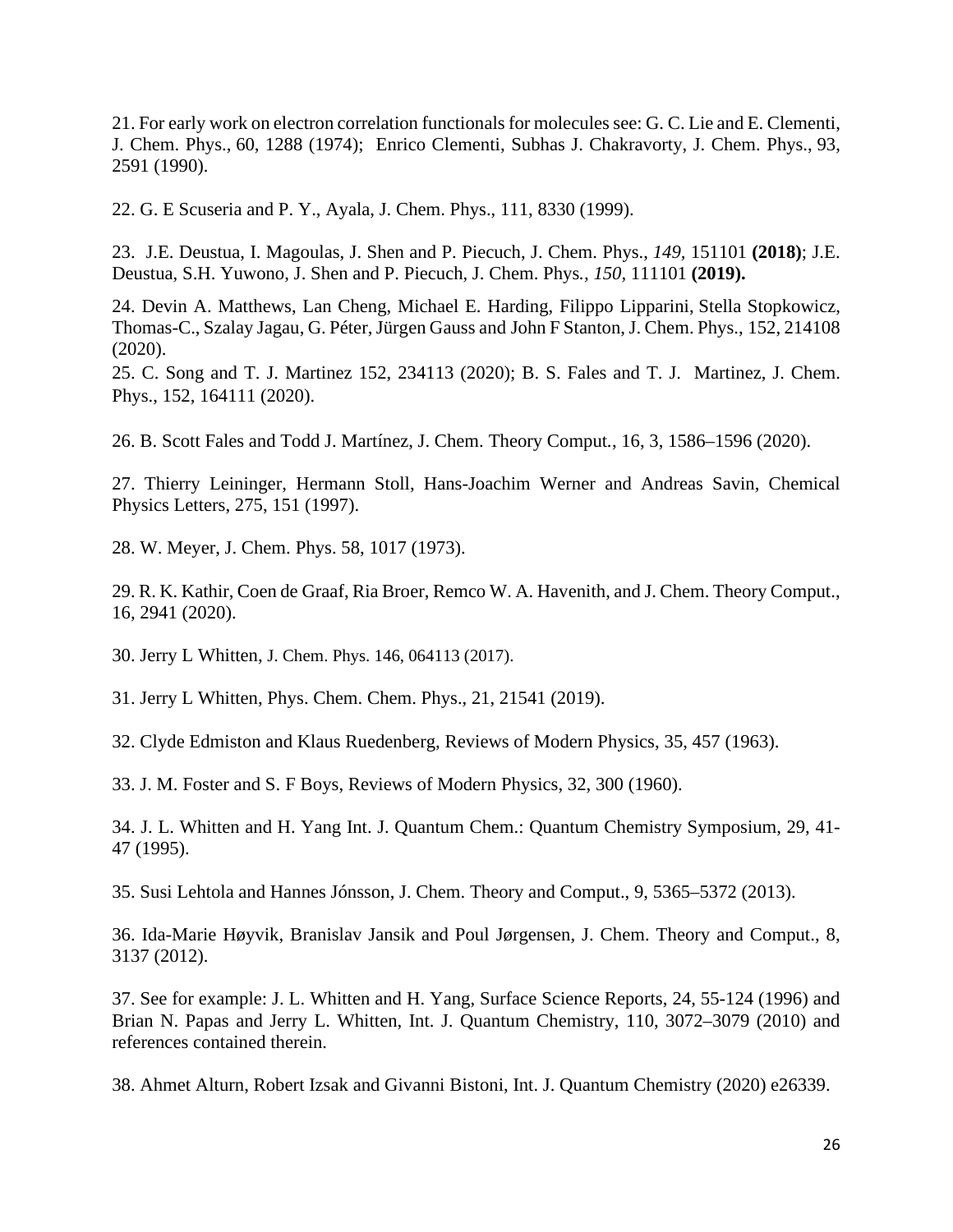21. For early work on electron correlation functionals for molecules see: G. C. Lie and E. Clementi, J. Chem. Phys., 60, 1288 (1974); Enrico Clementi, Subhas J. Chakravorty, J. Chem. Phys., 93, 2591 (1990).

22. G. E Scuseria and P. Y., Ayala, J. Chem. Phys., 111, 8330 (1999).

23. J.E. Deustua, I. Magoulas, J. Shen and P. Piecuch, J. Chem. Phys., *149*, 151101 **(2018)**; J.E. Deustua, S.H. Yuwono, J. Shen and P. Piecuch, J. Chem. Phys., *150*, 111101 **(2019).**

24. Devin A. Matthews, Lan Cheng, Michael E. Harding, Filippo Lipparini, Stella Stopkowicz, Thomas-C., Szalay Jagau, G. Péter, Jürgen Gauss and John F Stanton, J. Chem. Phys., 152, 214108 (2020).

25. C. Song and T. J. Martinez 152, 234113 (2020); B. S. Fales and T. J. Martinez, J. Chem. Phys., 152, 164111 (2020).

26. B. Scott Fales and Todd J. Martínez, J. Chem. Theory Comput., 16, 3, 1586–1596 (2020).

27. Thierry Leininger, Hermann Stoll, Hans-Joachim Werner and Andreas Savin, Chemical Physics Letters, 275, 151 (1997).

28. W. Meyer, J. Chem. Phys. 58, 1017 (1973).

29. R. K. Kathir, Coen de Graaf, Ria Broer, Remco W. A. Havenith, and J. Chem. Theory Comput., 16, 2941 (2020).

30. Jerry L Whitten, J. Chem. Phys. 146, 064113 (2017).

31. Jerry L Whitten, Phys. Chem. Chem. Phys., 21, 21541 (2019).

32. Clyde Edmiston and Klaus Ruedenberg, Reviews of Modern Physics, 35, 457 (1963).

33. J. M. Foster and S. F Boys, Reviews of Modern Physics, 32, 300 (1960).

34. J. L. Whitten and H. Yang Int. J. Quantum Chem.: Quantum Chemistry Symposium, 29, 41-47 (1995).

35. Susi Lehtola and Hannes Jónsson, J. Chem. Theory and Comput., 9, 5365–5372 (2013).

36. Ida-Marie Høyvik, Branislav Jansik and Poul Jørgensen, J. Chem. Theory and Comput., 8, 3137 (2012).

37. See for example: J. L. Whitten and H. Yang, Surface Science Reports, 24, 55-124 (1996) and Brian N. Papas and Jerry L. Whitten, Int. J. Quantum Chemistry, 110, 3072–3079 (2010) and references contained therein.

38. Ahmet Alturn, Robert Izsak and Givanni Bistoni, Int. J. Quantum Chemistry (2020) e26339.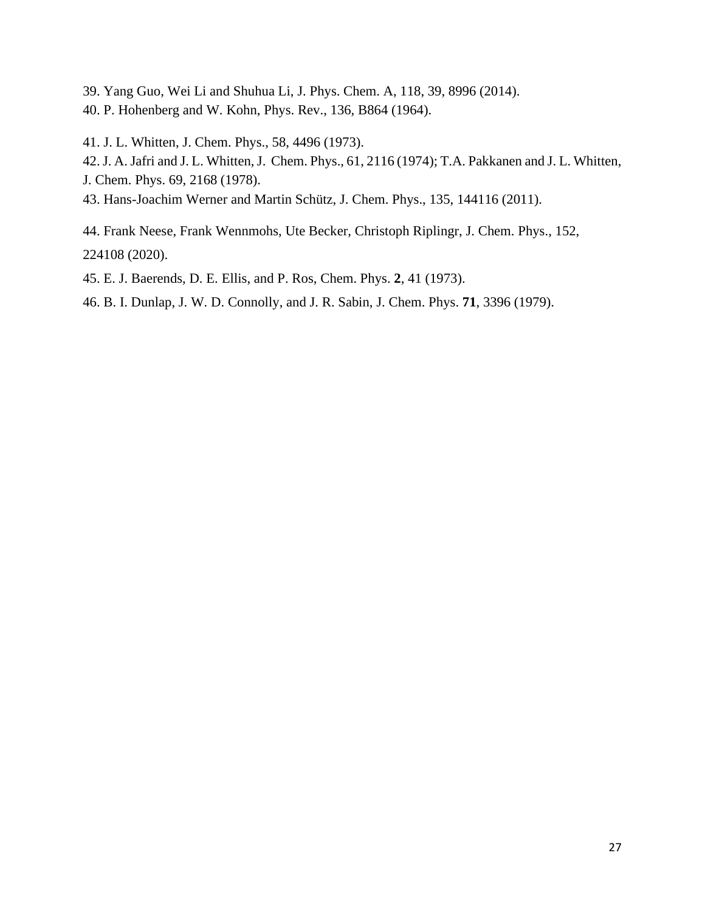39. Yang Guo, Wei Li and Shuhua Li, J. Phys. Chem. A, 118, 39, 8996 (2014).

40. P. Hohenberg and W. Kohn, Phys. Rev., 136, B864 (1964).

41. J. L. Whitten, J. Chem. Phys., 58, 4496 (1973).

42. J. A. Jafri and J. L. Whitten, J. Chem. Phys., 61, 2116 (1974); T.A. Pakkanen and J. L. Whitten, J. Chem. Phys. 69, 2168 (1978).

43. Hans-Joachim Werner and Martin Schütz, J. Chem. Phys., 135, 144116 (2011).

44. Frank Neese, Frank Wennmohs, Ute Becker, Christoph Riplingr, J. Chem. Phys., 152, 224108 (2020).

45. E. J. Baerends, D. E. Ellis, and P. Ros, Chem. Phys. **2**, 41 (1973).

46. B. I. Dunlap, J. W. D. Connolly, and J. R. Sabin, J. Chem. Phys. **71**, 3396 (1979).